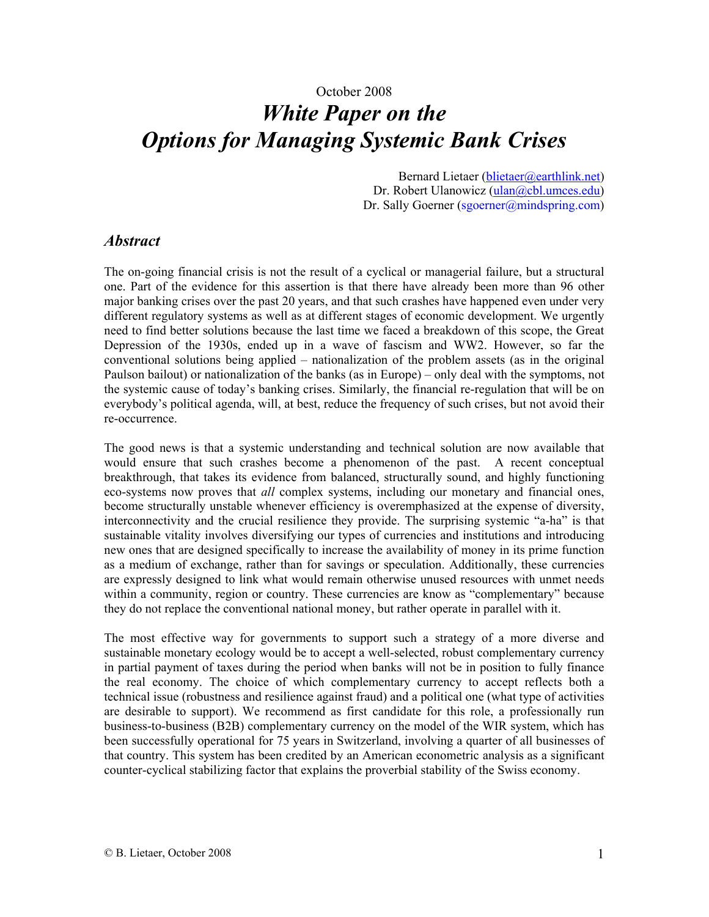October 2008

# *White Paper on the Options for Managing Systemic Bank Crises*

Bernard Lietaer (blietaer@earthlink.net)
Dr. Robert Ulanowicz (ulan@cbl.umces.edu)
Dr. Sally Goerner (sgoerner@mindspring.com)

## *Abstract*

The on-going financial crisis is not the result of a cyclical or managerial failure, but a structural one. Part of the evidence for this assertion is that there have already been more than 96 other major banking crises over the past 20 years, and that such crashes have happened even under very different regulatory systems as well as at different stages of economic development. We urgently need to find better solutions because the last time we faced a breakdown of this scope, the Great Depression of the 1930s, ended up in a wave of fascism and WW2. However, so far the conventional solutions being applied – nationalization of the problem assets (as in the original Paulson bailout) or nationalization of the banks (as in Europe) – only deal with the symptoms, not the systemic cause of today's banking crises. Similarly, the financial re-regulation that will be on everybody's political agenda, will, at best, reduce the frequency of such crises, but not avoid their re-occurrence.

The good news is that a systemic understanding and technical solution are now available that would ensure that such crashes become a phenomenon of the past. A recent conceptual breakthrough, that takes its evidence from balanced, structurally sound, and highly functioning eco-systems now proves that *all* complex systems, including our monetary and financial ones, become structurally unstable whenever efficiency is overemphasized at the expense of diversity, interconnectivity and the crucial resilience they provide. The surprising systemic "a-ha" is that sustainable vitality involves diversifying our types of currencies and institutions and introducing new ones that are designed specifically to increase the availability of money in its prime function as a medium of exchange, rather than for savings or speculation. Additionally, these currencies are expressly designed to link what would remain otherwise unused resources with unmet needs within a community, region or country. These currencies are know as "complementary" because they do not replace the conventional national money, but rather operate in parallel with it.

The most effective way for governments to support such a strategy of a more diverse and sustainable monetary ecology would be to accept a well-selected, robust complementary currency in partial payment of taxes during the period when banks will not be in position to fully finance the real economy. The choice of which complementary currency to accept reflects both a technical issue (robustness and resilience against fraud) and a political one (what type of activities are desirable to support). We recommend as first candidate for this role, a professionally run business-to-business (B2B) complementary currency on the model of the WIR system, which has been successfully operational for 75 years in Switzerland, involving a quarter of all businesses of that country. This system has been credited by an American econometric analysis as a significant counter-cyclical stabilizing factor that explains the proverbial stability of the Swiss economy.

© B. Lietaer, October 2008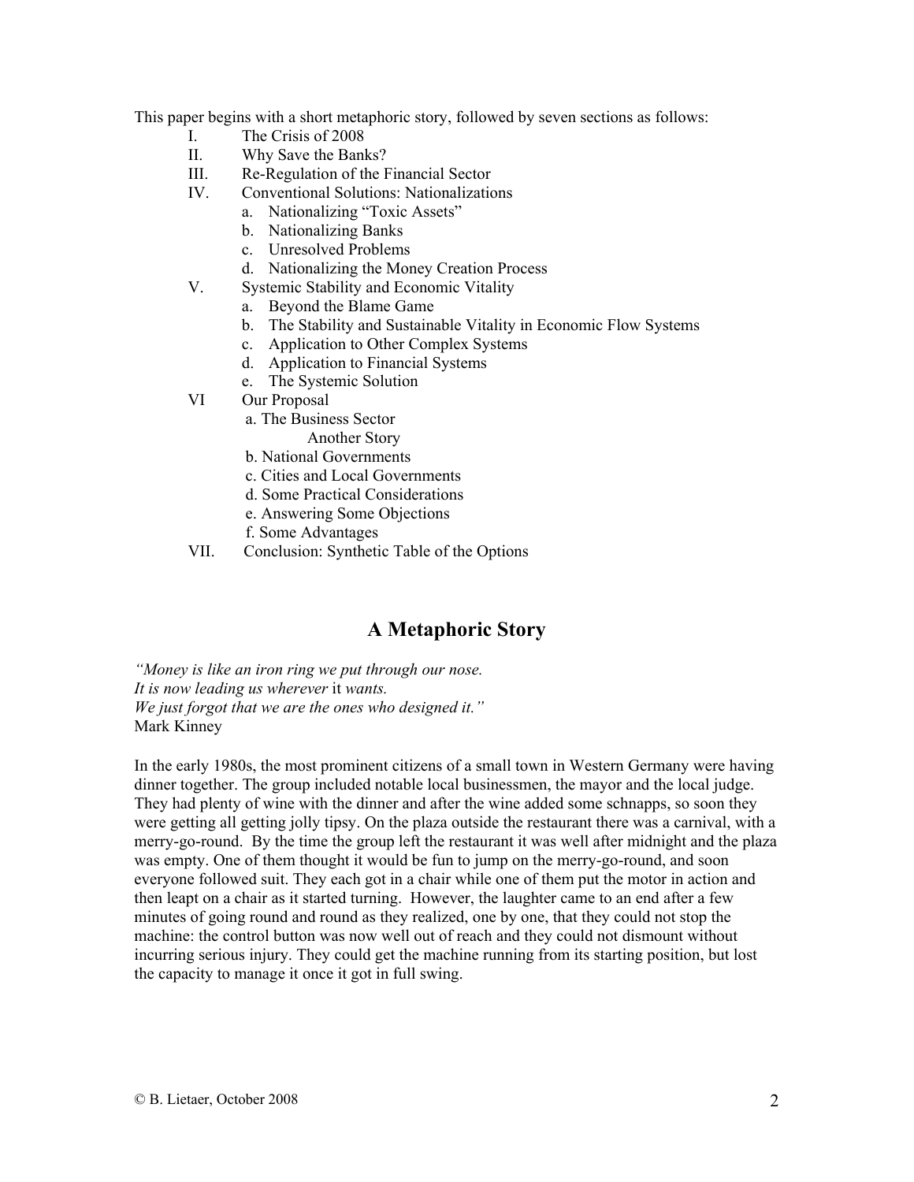This paper begins with a short metaphoric story, followed by seven sections as follows:

- I. The Crisis of 2008
- II. Why Save the Banks?
- III. Re-Regulation of the Financial Sector
- IV. Conventional Solutions: Nationalizations
  - a. Nationalizing "Toxic Assets"
  - b. Nationalizing Banks
  - c. Unresolved Problems
  - d. Nationalizing the Money Creation Process
- V. Systemic Stability and Economic Vitality
  - a. Beyond the Blame Game
  - b. The Stability and Sustainable Vitality in Economic Flow Systems
  - c. Application to Other Complex Systems
  - d. Application to Financial Systems
  - e. The Systemic Solution
- VI Our Proposal
  - a. The Business Sector
    - Another Story
  - b. National Governments
  - c. Cities and Local Governments
  - d. Some Practical Considerations
  - e. Answering Some Objections
  - f. Some Advantages
- VII. Conclusion: Synthetic Table of the Options

## A Metaphoric Story

*"Money is like an iron ring we put through our nose.*
*It is now leading us wherever* it *wants.*
*We just forgot that we are the ones who designed it."*
Mark Kinney

In the early 1980s, the most prominent citizens of a small town in Western Germany were having dinner together. The group included notable local businessmen, the mayor and the local judge. They had plenty of wine with the dinner and after the wine added some schnapps, so soon they were getting all getting jolly tipsy. On the plaza outside the restaurant there was a carnival, with a merry-go-round. By the time the group left the restaurant it was well after midnight and the plaza was empty. One of them thought it would be fun to jump on the merry-go-round, and soon everyone followed suit. They each got in a chair while one of them put the motor in action and then leapt on a chair as it started turning. However, the laughter came to an end after a few minutes of going round and round as they realized, one by one, that they could not stop the machine: the control button was now well out of reach and they could not dismount without incurring serious injury. They could get the machine running from its starting position, but lost the capacity to manage it once it got in full swing.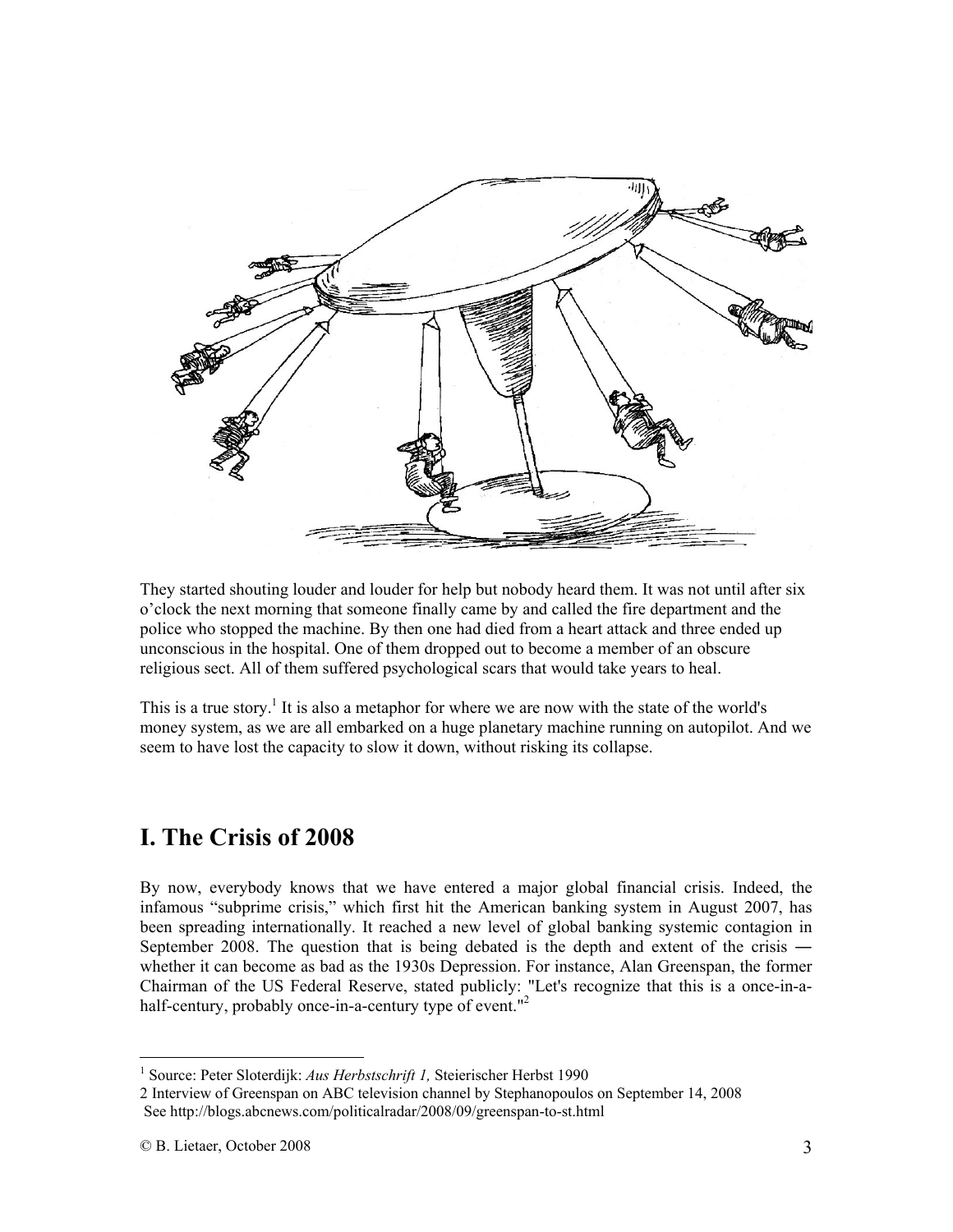They started shouting louder and louder for help but nobody heard them. It was not until after six o'clock the next morning that someone finally came by and called the fire department and the police who stopped the machine. By then one had died from a heart attack and three ended up unconscious in the hospital. One of them dropped out to become a member of an obscure religious sect. All of them suffered psychological scars that would take years to heal.

This is a true story.[1] It is also a metaphor for where we are now with the state of the world's money system, as we are all embarked on a huge planetary machine running on autopilot. And we seem to have lost the capacity to slow it down, without risking its collapse.

## I. The Crisis of 2008

By now, everybody knows that we have entered a major global financial crisis. Indeed, the infamous "subprime crisis," which first hit the American banking system in August 2007, has been spreading internationally. It reached a new level of global banking systemic contagion in September 2008. The question that is being debated is the depth and extent of the crisis ― whether it can become as bad as the 1930s Depression. For instance, Alan Greenspan, the former Chairman of the US Federal Reserve, stated publicly: "Let's recognize that this is a once-in-a-half-century, probably once-in-a-century type of event."[2]

---

[1] Source: Peter Sloterdijk: *Aus Herbstschrift 1,* Steierischer Herbst 1990

[2] Interview of Greenspan on ABC television channel by Stephanopoulos on September 14, 2008
See http://blogs.abcnews.com/politicalradar/2008/09/greenspan-to-st.html

© B. Lietaer, October 2008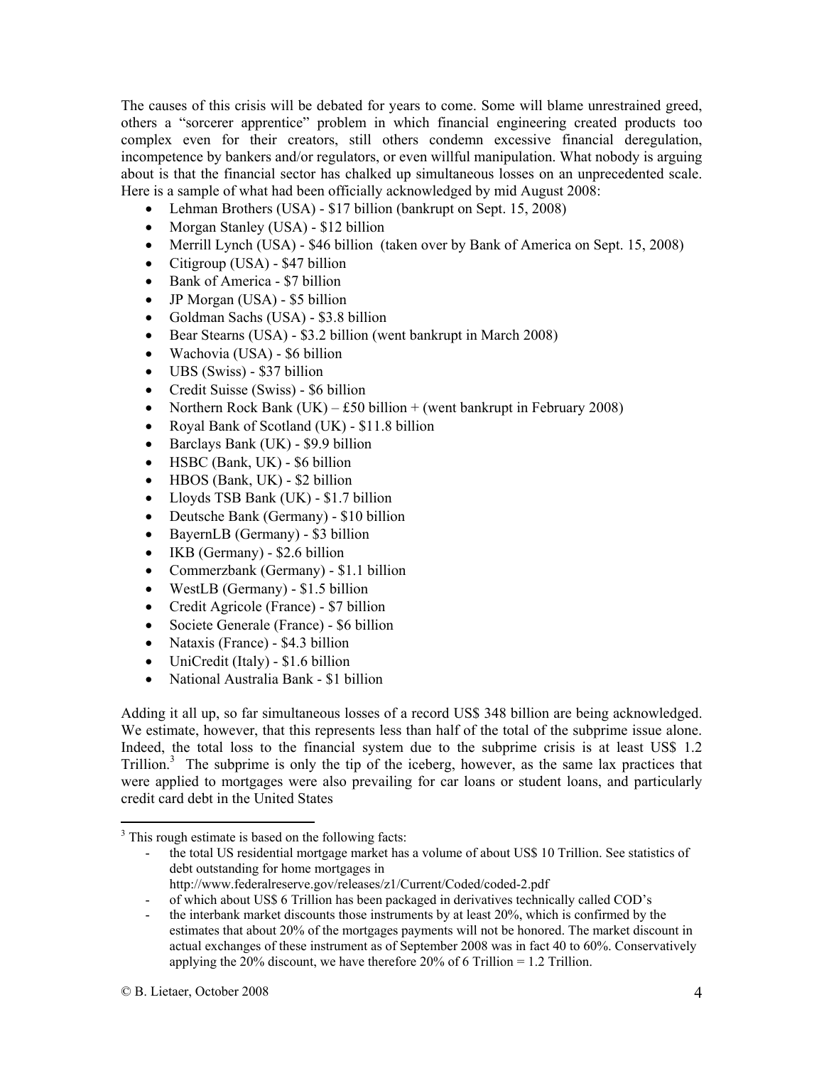The causes of this crisis will be debated for years to come. Some will blame unrestrained greed, others a "sorcerer apprentice" problem in which financial engineering created products too complex even for their creators, still others condemn excessive financial deregulation, incompetence by bankers and/or regulators, or even willful manipulation. What nobody is arguing about is that the financial sector has chalked up simultaneous losses on an unprecedented scale. Here is a sample of what had been officially acknowledged by mid August 2008:

- Lehman Brothers (USA) - $17 billion (bankrupt on Sept. 15, 2008)
- Morgan Stanley (USA) - $12 billion
- Merrill Lynch (USA) - $46 billion (taken over by Bank of America on Sept. 15, 2008)
- Citigroup (USA) - $47 billion
- Bank of America - $7 billion
- JP Morgan (USA) - $5 billion
- Goldman Sachs (USA) - $3.8 billion
- Bear Stearns (USA) - $3.2 billion (went bankrupt in March 2008)
- Wachovia (USA) - $6 billion
- UBS (Swiss) - $37 billion
- Credit Suisse (Swiss) - $6 billion
- Northern Rock Bank (UK) – £50 billion + (went bankrupt in February 2008)
- Royal Bank of Scotland (UK) - $11.8 billion
- Barclays Bank (UK) - $9.9 billion
- HSBC (Bank, UK) - $6 billion
- HBOS (Bank, UK) - $2 billion
- Lloyds TSB Bank (UK) - $1.7 billion
- Deutsche Bank (Germany) - $10 billion
- BayernLB (Germany) - $3 billion
- IKB (Germany) - $2.6 billion
- Commerzbank (Germany) - $1.1 billion
- WestLB (Germany) - $1.5 billion
- Credit Agricole (France) - $7 billion
- Societe Generale (France) - $6 billion
- Nataxis (France) - $4.3 billion
- UniCredit (Italy) - $1.6 billion
- National Australia Bank - $1 billion

Adding it all up, so far simultaneous losses of a record US$ 348 billion are being acknowledged. We estimate, however, that this represents less than half of the total of the subprime issue alone. Indeed, the total loss to the financial system due to the subprime crisis is at least US$ 1.2 Trillion.[3] The subprime is only the tip of the iceberg, however, as the same lax practices that were applied to mortgages were also prevailing for car loans or student loans, and particularly credit card debt in the United States

[3] This rough estimate is based on the following facts:

- the total US residential mortgage market has a volume of about US$ 10 Trillion. See statistics of debt outstanding for home mortgages in http://www.federalreserve.gov/releases/z1/Current/Coded/coded-2.pdf
- of which about US$ 6 Trillion has been packaged in derivatives technically called COD's
- the interbank market discounts those instruments by at least 20%, which is confirmed by the estimates that about 20% of the mortgages payments will not be honored. The market discount in actual exchanges of these instrument as of September 2008 was in fact 40 to 60%. Conservatively applying the 20% discount, we have therefore 20% of 6 Trillion = 1.2 Trillion.

© B. Lietaer, October 2008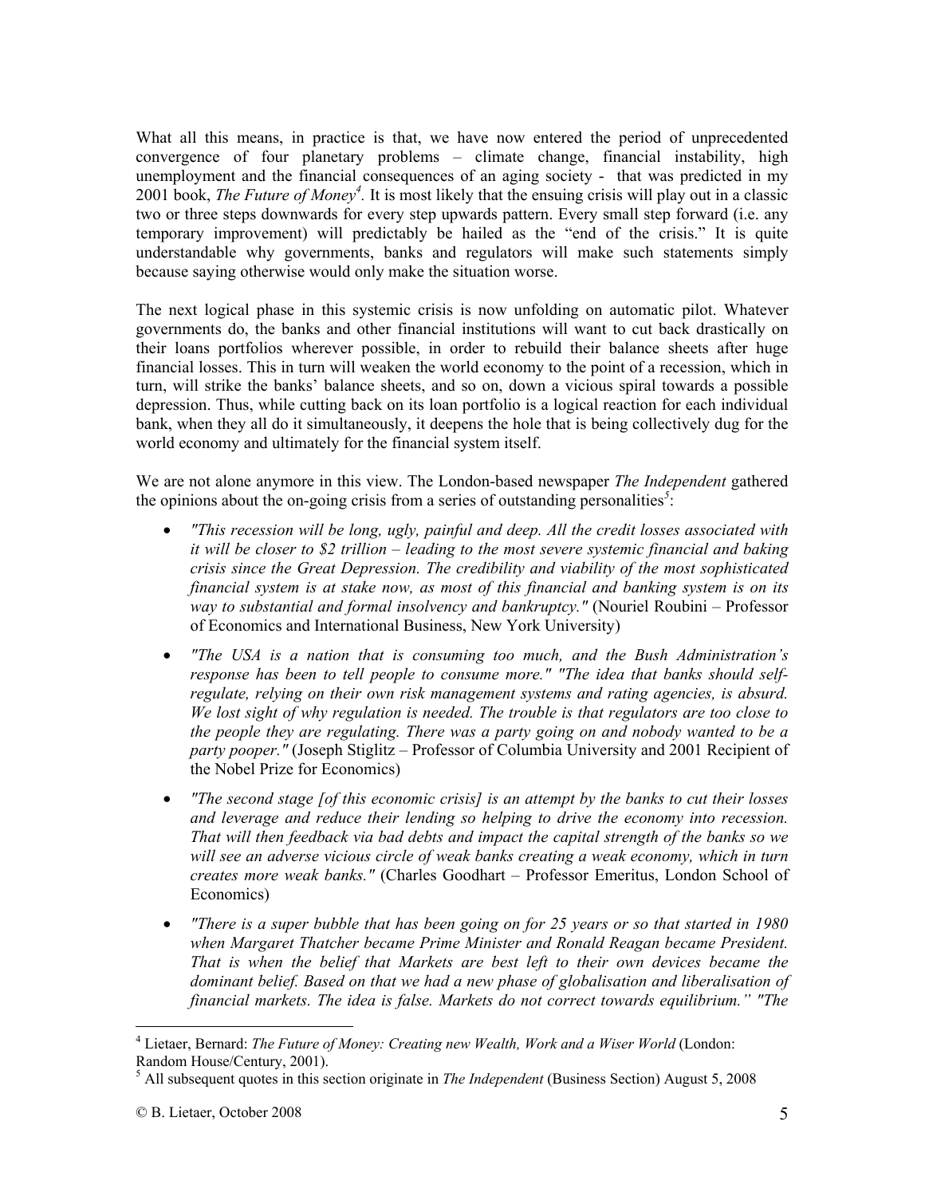What all this means, in practice is that, we have now entered the period of unprecedented convergence of four planetary problems – climate change, financial instability, high unemployment and the financial consequences of an aging society - that was predicted in my 2001 book, *The Future of Money*[4]. It is most likely that the ensuing crisis will play out in a classic two or three steps downwards for every step upwards pattern. Every small step forward (i.e. any temporary improvement) will predictably be hailed as the "end of the crisis." It is quite understandable why governments, banks and regulators will make such statements simply because saying otherwise would only make the situation worse.

The next logical phase in this systemic crisis is now unfolding on automatic pilot. Whatever governments do, the banks and other financial institutions will want to cut back drastically on their loans portfolios wherever possible, in order to rebuild their balance sheets after huge financial losses. This in turn will weaken the world economy to the point of a recession, which in turn, will strike the banks' balance sheets, and so on, down a vicious spiral towards a possible depression. Thus, while cutting back on its loan portfolio is a logical reaction for each individual bank, when they all do it simultaneously, it deepens the hole that is being collectively dug for the world economy and ultimately for the financial system itself.

We are not alone anymore in this view. The London-based newspaper *The Independent* gathered the opinions about the on-going crisis from a series of outstanding personalities[5]:

- *"This recession will be long, ugly, painful and deep. All the credit losses associated with it will be closer to $2 trillion – leading to the most severe systemic financial and baking crisis since the Great Depression. The credibility and viability of the most sophisticated financial system is at stake now, as most of this financial and banking system is on its way to substantial and formal insolvency and bankruptcy."* (Nouriel Roubini – Professor of Economics and International Business, New York University)
- *"The USA is a nation that is consuming too much, and the Bush Administration's response has been to tell people to consume more." "The idea that banks should self-regulate, relying on their own risk management systems and rating agencies, is absurd. We lost sight of why regulation is needed. The trouble is that regulators are too close to the people they are regulating. There was a party going on and nobody wanted to be a party pooper."* (Joseph Stiglitz – Professor of Columbia University and 2001 Recipient of the Nobel Prize for Economics)
- *"The second stage [of this economic crisis] is an attempt by the banks to cut their losses and leverage and reduce their lending so helping to drive the economy into recession. That will then feedback via bad debts and impact the capital strength of the banks so we will see an adverse vicious circle of weak banks creating a weak economy, which in turn creates more weak banks."* (Charles Goodhart – Professor Emeritus, London School of Economics)
- *"There is a super bubble that has been going on for 25 years or so that started in 1980 when Margaret Thatcher became Prime Minister and Ronald Reagan became President. That is when the belief that Markets are best left to their own devices became the dominant belief. Based on that we had a new phase of globalisation and liberalisation of financial markets. The idea is false. Markets do not correct towards equilibrium." "The*

---

[4] Lietaer, Bernard: *The Future of Money: Creating new Wealth, Work and a Wiser World* (London: Random House/Century, 2001).

[5] All subsequent quotes in this section originate in *The Independent* (Business Section) August 5, 2008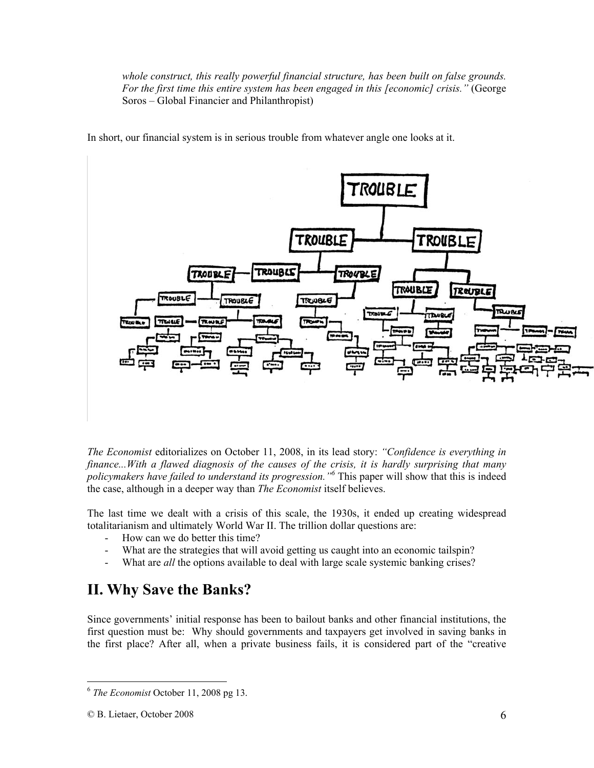*whole construct, this really powerful financial structure, has been built on false grounds. For the first time this entire system has been engaged in this [economic] crisis."* (George Soros – Global Financier and Philanthropist)

In short, our financial system is in serious trouble from whatever angle one looks at it.

*The Economist* editorializes on October 11, 2008, in its lead story: *"Confidence is everything in finance...With a flawed diagnosis of the causes of the crisis, it is hardly surprising that many policymakers have failed to understand its progression."*[6] This paper will show that this is indeed the case, although in a deeper way than *The Economist* itself believes.

The last time we dealt with a crisis of this scale, the 1930s, it ended up creating widespread totalitarianism and ultimately World War II. The trillion dollar questions are:

- How can we do better this time?
- What are the strategies that will avoid getting us caught into an economic tailspin?
- What are *all* the options available to deal with large scale systemic banking crises?

## II. Why Save the Banks?

Since governments' initial response has been to bailout banks and other financial institutions, the first question must be: Why should governments and taxpayers get involved in saving banks in the first place? After all, when a private business fails, it is considered part of the "creative

---

[6] *The Economist* October 11, 2008 pg 13.

© B. Lietaer, October 2008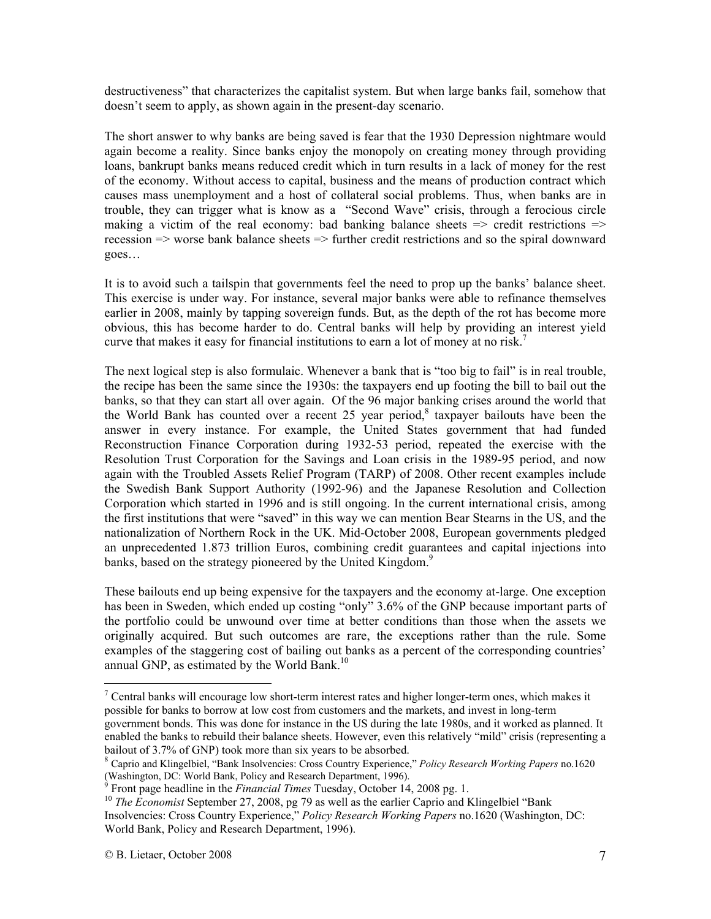destructiveness" that characterizes the capitalist system. But when large banks fail, somehow that doesn't seem to apply, as shown again in the present-day scenario.

The short answer to why banks are being saved is fear that the 1930 Depression nightmare would again become a reality. Since banks enjoy the monopoly on creating money through providing loans, bankrupt banks means reduced credit which in turn results in a lack of money for the rest of the economy. Without access to capital, business and the means of production contract which causes mass unemployment and a host of collateral social problems. Thus, when banks are in trouble, they can trigger what is know as a "Second Wave" crisis, through a ferocious circle making a victim of the real economy: bad banking balance sheets => credit restrictions => recession => worse bank balance sheets => further credit restrictions and so the spiral downward goes…

It is to avoid such a tailspin that governments feel the need to prop up the banks' balance sheet. This exercise is under way. For instance, several major banks were able to refinance themselves earlier in 2008, mainly by tapping sovereign funds. But, as the depth of the rot has become more obvious, this has become harder to do. Central banks will help by providing an interest yield curve that makes it easy for financial institutions to earn a lot of money at no risk.[7]

The next logical step is also formulaic. Whenever a bank that is "too big to fail" is in real trouble, the recipe has been the same since the 1930s: the taxpayers end up footing the bill to bail out the banks, so that they can start all over again. Of the 96 major banking crises around the world that the World Bank has counted over a recent 25 year period,[8] taxpayer bailouts have been the answer in every instance. For example, the United States government that had funded Reconstruction Finance Corporation during 1932-53 period, repeated the exercise with the Resolution Trust Corporation for the Savings and Loan crisis in the 1989-95 period, and now again with the Troubled Assets Relief Program (TARP) of 2008. Other recent examples include the Swedish Bank Support Authority (1992-96) and the Japanese Resolution and Collection Corporation which started in 1996 and is still ongoing. In the current international crisis, among the first institutions that were "saved" in this way we can mention Bear Stearns in the US, and the nationalization of Northern Rock in the UK. Mid-October 2008, European governments pledged an unprecedented 1.873 trillion Euros, combining credit guarantees and capital injections into banks, based on the strategy pioneered by the United Kingdom.[9]

These bailouts end up being expensive for the taxpayers and the economy at-large. One exception has been in Sweden, which ended up costing "only" 3.6% of the GNP because important parts of the portfolio could be unwound over time at better conditions than those when the assets we originally acquired. But such outcomes are rare, the exceptions rather than the rule. Some examples of the staggering cost of bailing out banks as a percent of the corresponding countries' annual GNP, as estimated by the World Bank.[10]

---

[7] Central banks will encourage low short-term interest rates and higher longer-term ones, which makes it possible for banks to borrow at low cost from customers and the markets, and invest in long-term government bonds. This was done for instance in the US during the late 1980s, and it worked as planned. It enabled the banks to rebuild their balance sheets. However, even this relatively "mild" crisis (representing a bailout of 3.7% of GNP) took more than six years to be absorbed.

[8] Caprio and Klingelbiel, "Bank Insolvencies: Cross Country Experience," *Policy Research Working Papers* no.1620 (Washington, DC: World Bank, Policy and Research Department, 1996).

[9] Front page headline in the *Financial Times* Tuesday, October 14, 2008 pg. 1.

[10] *The Economist* September 27, 2008, pg 79 as well as the earlier Caprio and Klingelbiel "Bank Insolvencies: Cross Country Experience," *Policy Research Working Papers* no.1620 (Washington, DC: World Bank, Policy and Research Department, 1996).

© B. Lietaer, October 2008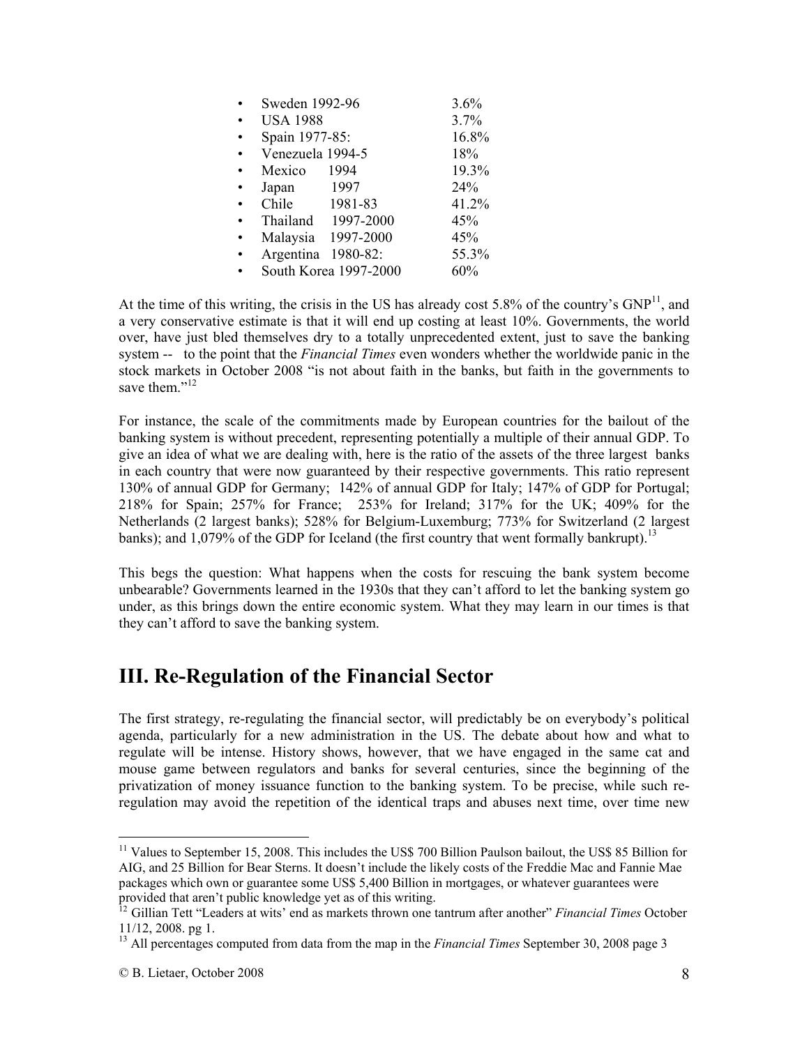- Sweden 1992-96 3.6%
- USA 1988 3.7%
- Spain 1977-85: 16.8%
- Venezuela 1994-5 18%
- Mexico 1994 19.3%
- Japan 1997 24%
- Chile 1981-83 41.2%
- Thailand 1997-2000 45%
- Malaysia 1997-2000 45%
- Argentina 1980-82: 55.3%
- South Korea 1997-2000 60%

At the time of this writing, the crisis in the US has already cost 5.8% of the country's GNP[11], and a very conservative estimate is that it will end up costing at least 10%. Governments, the world over, have just bled themselves dry to a totally unprecedented extent, just to save the banking system -- to the point that the *Financial Times* even wonders whether the worldwide panic in the stock markets in October 2008 "is not about faith in the banks, but faith in the governments to save them."[12]

For instance, the scale of the commitments made by European countries for the bailout of the banking system is without precedent, representing potentially a multiple of their annual GDP. To give an idea of what we are dealing with, here is the ratio of the assets of the three largest banks in each country that were now guaranteed by their respective governments. This ratio represent 130% of annual GDP for Germany; 142% of annual GDP for Italy; 147% of GDP for Portugal; 218% for Spain; 257% for France; 253% for Ireland; 317% for the UK; 409% for the Netherlands (2 largest banks); 528% for Belgium-Luxemburg; 773% for Switzerland (2 largest banks); and 1,079% of the GDP for Iceland (the first country that went formally bankrupt).[13]

This begs the question: What happens when the costs for rescuing the bank system become unbearable? Governments learned in the 1930s that they can't afford to let the banking system go under, as this brings down the entire economic system. What they may learn in our times is that they can't afford to save the banking system.

## III. Re-Regulation of the Financial Sector

The first strategy, re-regulating the financial sector, will predictably be on everybody's political agenda, particularly for a new administration in the US. The debate about how and what to regulate will be intense. History shows, however, that we have engaged in the same cat and mouse game between regulators and banks for several centuries, since the beginning of the privatization of money issuance function to the banking system. To be precise, while such re-regulation may avoid the repetition of the identical traps and abuses next time, over time new

---

[11] Values to September 15, 2008. This includes the US$ 700 Billion Paulson bailout, the US$ 85 Billion for AIG, and 25 Billion for Bear Sterns. It doesn't include the likely costs of the Freddie Mac and Fannie Mae packages which own or guarantee some US$ 5,400 Billion in mortgages, or whatever guarantees were provided that aren't public knowledge yet as of this writing.

[12] Gillian Tett "Leaders at wits' end as markets thrown one tantrum after another" *Financial Times* October 11/12, 2008. pg 1.

[13] All percentages computed from data from the map in the *Financial Times* September 30, 2008 page 3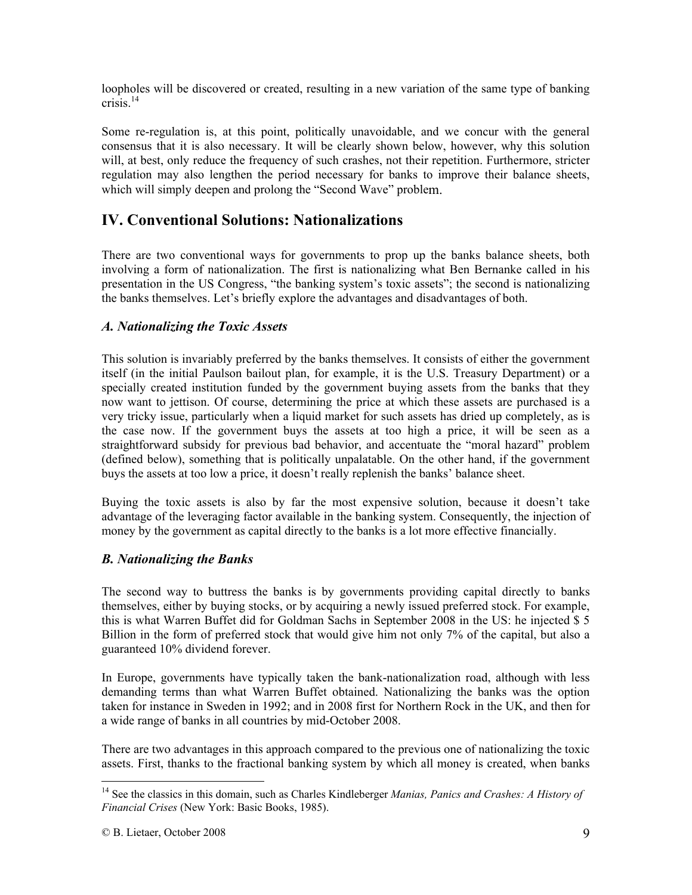loopholes will be discovered or created, resulting in a new variation of the same type of banking crisis.[14]

Some re-regulation is, at this point, politically unavoidable, and we concur with the general consensus that it is also necessary. It will be clearly shown below, however, why this solution will, at best, only reduce the frequency of such crashes, not their repetition. Furthermore, stricter regulation may also lengthen the period necessary for banks to improve their balance sheets, which will simply deepen and prolong the "Second Wave" problem.

## IV. Conventional Solutions: Nationalizations

There are two conventional ways for governments to prop up the banks balance sheets, both involving a form of nationalization. The first is nationalizing what Ben Bernanke called in his presentation in the US Congress, "the banking system's toxic assets"; the second is nationalizing the banks themselves. Let's briefly explore the advantages and disadvantages of both.

### *A. Nationalizing the Toxic Assets*

This solution is invariably preferred by the banks themselves. It consists of either the government itself (in the initial Paulson bailout plan, for example, it is the U.S. Treasury Department) or a specially created institution funded by the government buying assets from the banks that they now want to jettison. Of course, determining the price at which these assets are purchased is a very tricky issue, particularly when a liquid market for such assets has dried up completely, as is the case now. If the government buys the assets at too high a price, it will be seen as a straightforward subsidy for previous bad behavior, and accentuate the "moral hazard" problem (defined below), something that is politically unpalatable. On the other hand, if the government buys the assets at too low a price, it doesn't really replenish the banks' balance sheet.

Buying the toxic assets is also by far the most expensive solution, because it doesn't take advantage of the leveraging factor available in the banking system. Consequently, the injection of money by the government as capital directly to the banks is a lot more effective financially.

### *B. Nationalizing the Banks*

The second way to buttress the banks is by governments providing capital directly to banks themselves, either by buying stocks, or by acquiring a newly issued preferred stock. For example, this is what Warren Buffet did for Goldman Sachs in September 2008 in the US: he injected $ 5 Billion in the form of preferred stock that would give him not only 7% of the capital, but also a guaranteed 10% dividend forever.

In Europe, governments have typically taken the bank-nationalization road, although with less demanding terms than what Warren Buffet obtained. Nationalizing the banks was the option taken for instance in Sweden in 1992; and in 2008 first for Northern Rock in the UK, and then for a wide range of banks in all countries by mid-October 2008.

There are two advantages in this approach compared to the previous one of nationalizing the toxic assets. First, thanks to the fractional banking system by which all money is created, when banks

---

[14] See the classics in this domain, such as Charles Kindleberger *Manias, Panics and Crashes: A History of Financial Crises* (New York: Basic Books, 1985).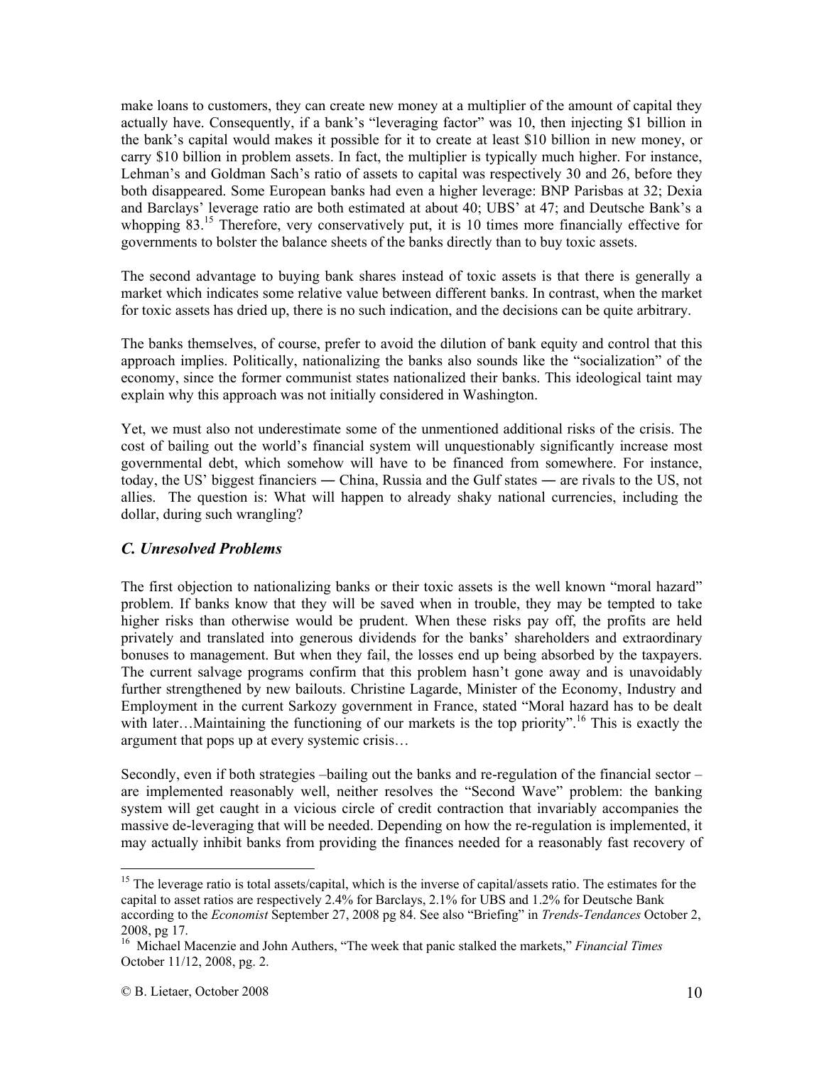make loans to customers, they can create new money at a multiplier of the amount of capital they actually have. Consequently, if a bank's "leveraging factor" was 10, then injecting $1 billion in the bank's capital would makes it possible for it to create at least $10 billion in new money, or carry $10 billion in problem assets. In fact, the multiplier is typically much higher. For instance, Lehman's and Goldman Sach's ratio of assets to capital was respectively 30 and 26, before they both disappeared. Some European banks had even a higher leverage: BNP Parisbas at 32; Dexia and Barclays' leverage ratio are both estimated at about 40; UBS' at 47; and Deutsche Bank's a whopping 83.[15] Therefore, very conservatively put, it is 10 times more financially effective for governments to bolster the balance sheets of the banks directly than to buy toxic assets.

The second advantage to buying bank shares instead of toxic assets is that there is generally a market which indicates some relative value between different banks. In contrast, when the market for toxic assets has dried up, there is no such indication, and the decisions can be quite arbitrary.

The banks themselves, of course, prefer to avoid the dilution of bank equity and control that this approach implies. Politically, nationalizing the banks also sounds like the "socialization" of the economy, since the former communist states nationalized their banks. This ideological taint may explain why this approach was not initially considered in Washington.

Yet, we must also not underestimate some of the unmentioned additional risks of the crisis. The cost of bailing out the world's financial system will unquestionably significantly increase most governmental debt, which somehow will have to be financed from somewhere. For instance, today, the US' biggest financiers ― China, Russia and the Gulf states ― are rivals to the US, not allies. The question is: What will happen to already shaky national currencies, including the dollar, during such wrangling?

## *C. Unresolved Problems*

The first objection to nationalizing banks or their toxic assets is the well known "moral hazard" problem. If banks know that they will be saved when in trouble, they may be tempted to take higher risks than otherwise would be prudent. When these risks pay off, the profits are held privately and translated into generous dividends for the banks' shareholders and extraordinary bonuses to management. But when they fail, the losses end up being absorbed by the taxpayers. The current salvage programs confirm that this problem hasn't gone away and is unavoidably further strengthened by new bailouts. Christine Lagarde, Minister of the Economy, Industry and Employment in the current Sarkozy government in France, stated "Moral hazard has to be dealt with later…Maintaining the functioning of our markets is the top priority".[16] This is exactly the argument that pops up at every systemic crisis…

Secondly, even if both strategies –bailing out the banks and re-regulation of the financial sector – are implemented reasonably well, neither resolves the "Second Wave" problem: the banking system will get caught in a vicious circle of credit contraction that invariably accompanies the massive de-leveraging that will be needed. Depending on how the re-regulation is implemented, it may actually inhibit banks from providing the finances needed for a reasonably fast recovery of

---

[15] The leverage ratio is total assets/capital, which is the inverse of capital/assets ratio. The estimates for the capital to asset ratios are respectively 2.4% for Barclays, 2.1% for UBS and 1.2% for Deutsche Bank according to the *Economist* September 27, 2008 pg 84. See also "Briefing" in *Trends-Tendances* October 2, 2008, pg 17.

[16] Michael Macenzie and John Authers, "The week that panic stalked the markets," *Financial Times* October 11/12, 2008, pg. 2.

© B. Lietaer, October 2008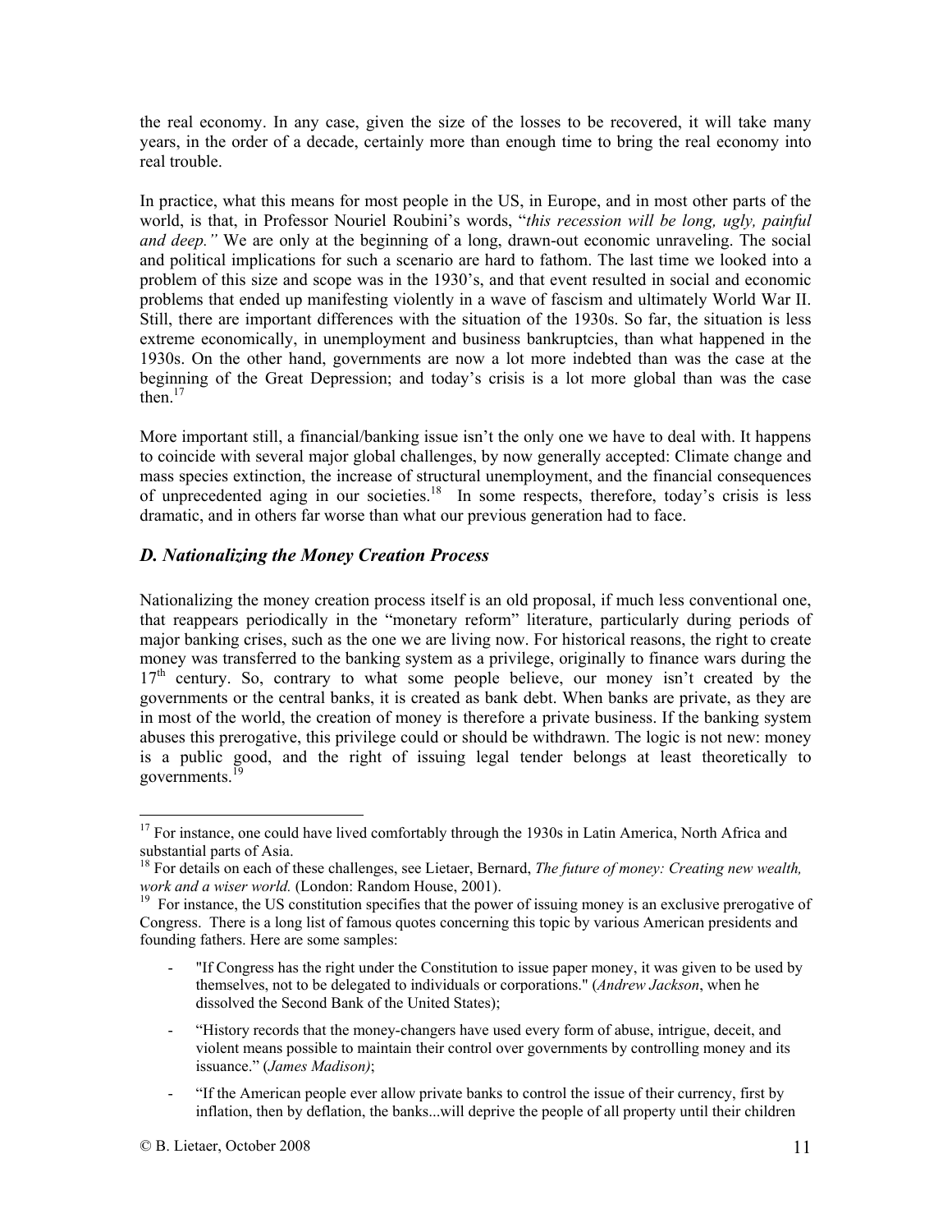the real economy. In any case, given the size of the losses to be recovered, it will take many years, in the order of a decade, certainly more than enough time to bring the real economy into real trouble.

In practice, what this means for most people in the US, in Europe, and in most other parts of the world, is that, in Professor Nouriel Roubini's words, "*this recession will be long, ugly, painful and deep."* We are only at the beginning of a long, drawn-out economic unraveling. The social and political implications for such a scenario are hard to fathom. The last time we looked into a problem of this size and scope was in the 1930's, and that event resulted in social and economic problems that ended up manifesting violently in a wave of fascism and ultimately World War II. Still, there are important differences with the situation of the 1930s. So far, the situation is less extreme economically, in unemployment and business bankruptcies, than what happened in the 1930s. On the other hand, governments are now a lot more indebted than was the case at the beginning of the Great Depression; and today's crisis is a lot more global than was the case then.[17]

More important still, a financial/banking issue isn't the only one we have to deal with. It happens to coincide with several major global challenges, by now generally accepted: Climate change and mass species extinction, the increase of structural unemployment, and the financial consequences of unprecedented aging in our societies.[18] In some respects, therefore, today's crisis is less dramatic, and in others far worse than what our previous generation had to face.

### *D. Nationalizing the Money Creation Process*

Nationalizing the money creation process itself is an old proposal, if much less conventional one, that reappears periodically in the "monetary reform" literature, particularly during periods of major banking crises, such as the one we are living now. For historical reasons, the right to create money was transferred to the banking system as a privilege, originally to finance wars during the 17th century. So, contrary to what some people believe, our money isn't created by the governments or the central banks, it is created as bank debt. When banks are private, as they are in most of the world, the creation of money is therefore a private business. If the banking system abuses this prerogative, this privilege could or should be withdrawn. The logic is not new: money is a public good, and the right of issuing legal tender belongs at least theoretically to governments.[19]

---

[17] For instance, one could have lived comfortably through the 1930s in Latin America, North Africa and substantial parts of Asia.

[18] For details on each of these challenges, see Lietaer, Bernard, *The future of money: Creating new wealth, work and a wiser world.* (London: Random House, 2001).

[19] For instance, the US constitution specifies that the power of issuing money is an exclusive prerogative of Congress. There is a long list of famous quotes concerning this topic by various American presidents and founding fathers. Here are some samples:

- "If Congress has the right under the Constitution to issue paper money, it was given to be used by themselves, not to be delegated to individuals or corporations." (*Andrew Jackson*, when he dissolved the Second Bank of the United States);
- "History records that the money-changers have used every form of abuse, intrigue, deceit, and violent means possible to maintain their control over governments by controlling money and its issuance." (*James Madison)*;
- "If the American people ever allow private banks to control the issue of their currency, first by inflation, then by deflation, the banks...will deprive the people of all property until their children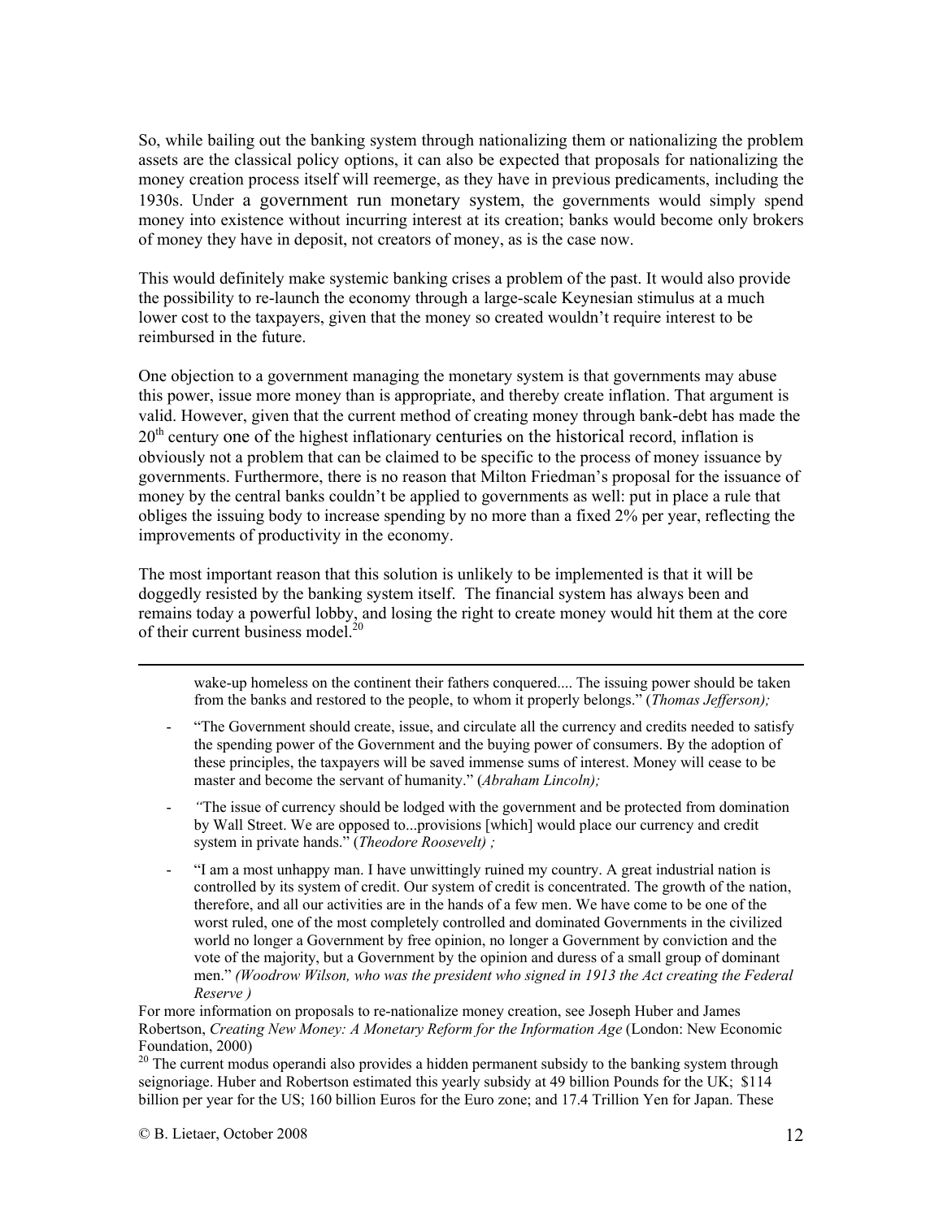So, while bailing out the banking system through nationalizing them or nationalizing the problem assets are the classical policy options, it can also be expected that proposals for nationalizing the money creation process itself will reemerge, as they have in previous predicaments, including the 1930s. Under a government run monetary system, the governments would simply spend money into existence without incurring interest at its creation; banks would become only brokers of money they have in deposit, not creators of money, as is the case now.

This would definitely make systemic banking crises a problem of the past. It would also provide the possibility to re-launch the economy through a large-scale Keynesian stimulus at a much lower cost to the taxpayers, given that the money so created wouldn't require interest to be reimbursed in the future.

One objection to a government managing the monetary system is that governments may abuse this power, issue more money than is appropriate, and thereby create inflation. That argument is valid. However, given that the current method of creating money through bank-debt has made the 20th century one of the highest inflationary centuries on the historical record, inflation is obviously not a problem that can be claimed to be specific to the process of money issuance by governments. Furthermore, there is no reason that Milton Friedman's proposal for the issuance of money by the central banks couldn't be applied to governments as well: put in place a rule that obliges the issuing body to increase spending by no more than a fixed 2% per year, reflecting the improvements of productivity in the economy.

The most important reason that this solution is unlikely to be implemented is that it will be doggedly resisted by the banking system itself. The financial system has always been and remains today a powerful lobby, and losing the right to create money would hit them at the core of their current business model.[20]

---

wake-up homeless on the continent their fathers conquered.... The issuing power should be taken from the banks and restored to the people, to whom it properly belongs." (*Thomas Jefferson);*

- "The Government should create, issue, and circulate all the currency and credits needed to satisfy the spending power of the Government and the buying power of consumers. By the adoption of these principles, the taxpayers will be saved immense sums of interest. Money will cease to be master and become the servant of humanity." (*Abraham Lincoln);*
- *"*The issue of currency should be lodged with the government and be protected from domination by Wall Street. We are opposed to...provisions [which] would place our currency and credit system in private hands." (*Theodore Roosevelt) ;*
- "I am a most unhappy man. I have unwittingly ruined my country. A great industrial nation is controlled by its system of credit. Our system of credit is concentrated. The growth of the nation, therefore, and all our activities are in the hands of a few men. We have come to be one of the worst ruled, one of the most completely controlled and dominated Governments in the civilized world no longer a Government by free opinion, no longer a Government by conviction and the vote of the majority, but a Government by the opinion and duress of a small group of dominant men." *(Woodrow Wilson, who was the president who signed in 1913 the Act creating the Federal Reserve )*

For more information on proposals to re-nationalize money creation, see Joseph Huber and James Robertson, *Creating New Money: A Monetary Reform for the Information Age* (London: New Economic Foundation, 2000)

[20] The current modus operandi also provides a hidden permanent subsidy to the banking system through seignoriage. Huber and Robertson estimated this yearly subsidy at 49 billion Pounds for the UK; $114 billion per year for the US; 160 billion Euros for the Euro zone; and 17.4 Trillion Yen for Japan. These

© B. Lietaer, October 2008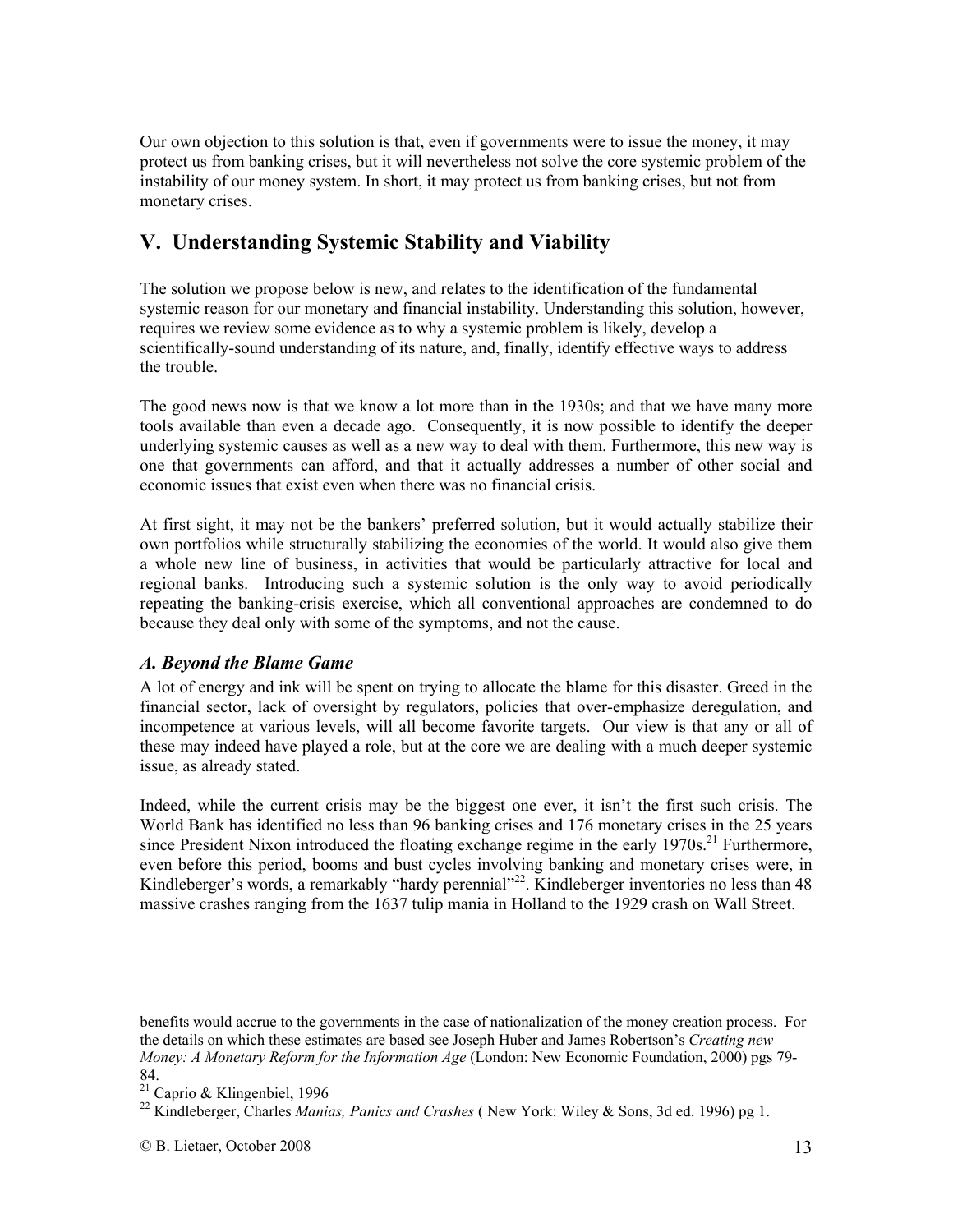Our own objection to this solution is that, even if governments were to issue the money, it may protect us from banking crises, but it will nevertheless not solve the core systemic problem of the instability of our money system. In short, it may protect us from banking crises, but not from monetary crises.

## V. Understanding Systemic Stability and Viability

The solution we propose below is new, and relates to the identification of the fundamental systemic reason for our monetary and financial instability. Understanding this solution, however, requires we review some evidence as to why a systemic problem is likely, develop a scientifically-sound understanding of its nature, and, finally, identify effective ways to address the trouble.

The good news now is that we know a lot more than in the 1930s; and that we have many more tools available than even a decade ago. Consequently, it is now possible to identify the deeper underlying systemic causes as well as a new way to deal with them. Furthermore, this new way is one that governments can afford, and that it actually addresses a number of other social and economic issues that exist even when there was no financial crisis.

At first sight, it may not be the bankers' preferred solution, but it would actually stabilize their own portfolios while structurally stabilizing the economies of the world. It would also give them a whole new line of business, in activities that would be particularly attractive for local and regional banks. Introducing such a systemic solution is the only way to avoid periodically repeating the banking-crisis exercise, which all conventional approaches are condemned to do because they deal only with some of the symptoms, and not the cause.

### *A. Beyond the Blame Game*

A lot of energy and ink will be spent on trying to allocate the blame for this disaster. Greed in the financial sector, lack of oversight by regulators, policies that over-emphasize deregulation, and incompetence at various levels, will all become favorite targets. Our view is that any or all of these may indeed have played a role, but at the core we are dealing with a much deeper systemic issue, as already stated.

Indeed, while the current crisis may be the biggest one ever, it isn't the first such crisis. The World Bank has identified no less than 96 banking crises and 176 monetary crises in the 25 years since President Nixon introduced the floating exchange regime in the early 1970s.[21] Furthermore, even before this period, booms and bust cycles involving banking and monetary crises were, in Kindleberger's words, a remarkably "hardy perennial"[22]. Kindleberger inventories no less than 48 massive crashes ranging from the 1637 tulip mania in Holland to the 1929 crash on Wall Street.

---

benefits would accrue to the governments in the case of nationalization of the money creation process. For the details on which these estimates are based see Joseph Huber and James Robertson's *Creating new Money: A Monetary Reform for the Information Age* (London: New Economic Foundation, 2000) pgs 79-84.

[21] Caprio & Klingenbiel, 1996

[22] Kindleberger, Charles *Manias, Panics and Crashes* ( New York: Wiley & Sons, 3d ed. 1996) pg 1.

© B. Lietaer, October 2008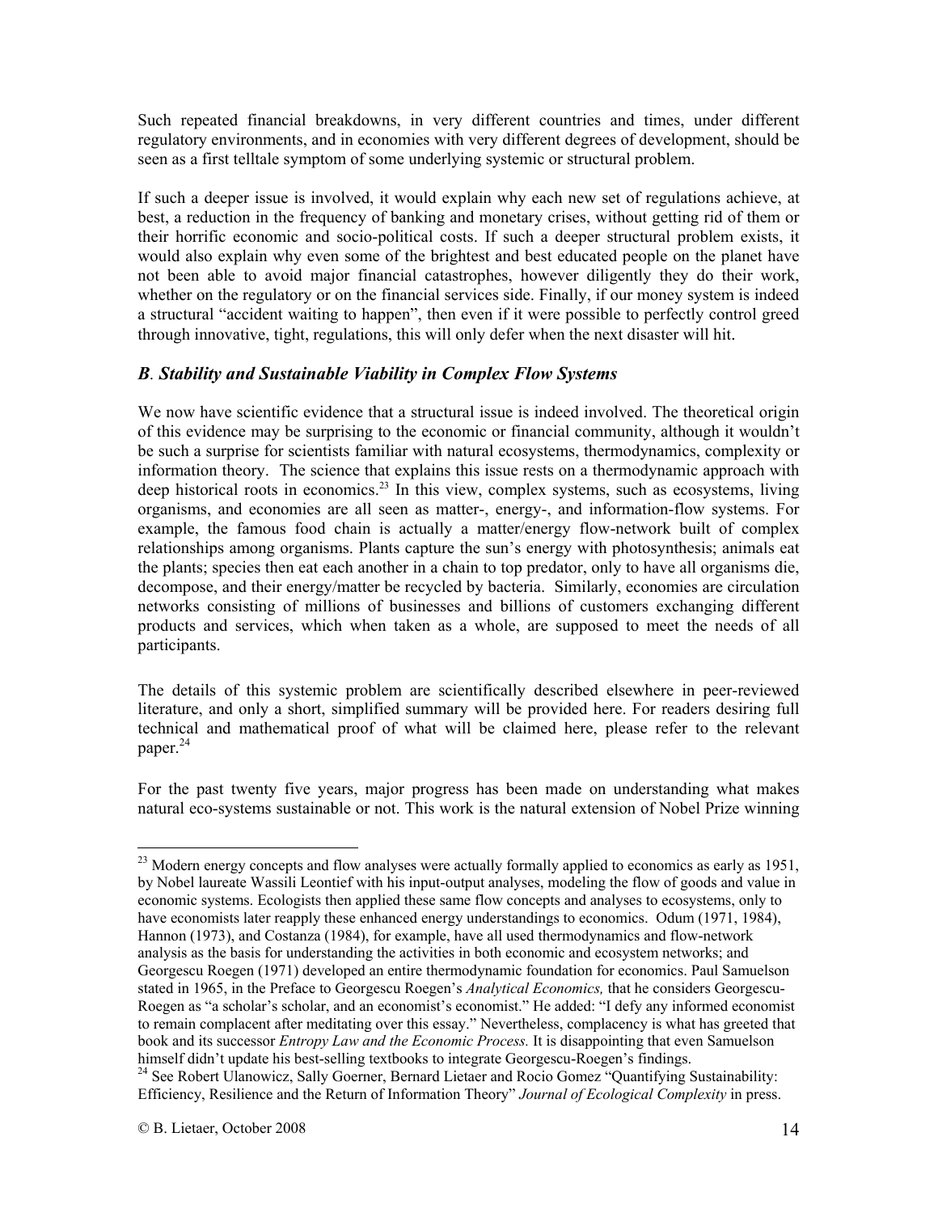Such repeated financial breakdowns, in very different countries and times, under different regulatory environments, and in economies with very different degrees of development, should be seen as a first telltale symptom of some underlying systemic or structural problem.

If such a deeper issue is involved, it would explain why each new set of regulations achieve, at best, a reduction in the frequency of banking and monetary crises, without getting rid of them or their horrific economic and socio-political costs. If such a deeper structural problem exists, it would also explain why even some of the brightest and best educated people on the planet have not been able to avoid major financial catastrophes, however diligently they do their work, whether on the regulatory or on the financial services side. Finally, if our money system is indeed a structural "accident waiting to happen", then even if it were possible to perfectly control greed through innovative, tight, regulations, this will only defer when the next disaster will hit.

### *B. Stability and Sustainable Viability in Complex Flow Systems*

We now have scientific evidence that a structural issue is indeed involved. The theoretical origin of this evidence may be surprising to the economic or financial community, although it wouldn't be such a surprise for scientists familiar with natural ecosystems, thermodynamics, complexity or information theory. The science that explains this issue rests on a thermodynamic approach with deep historical roots in economics.[23] In this view, complex systems, such as ecosystems, living organisms, and economies are all seen as matter-, energy-, and information-flow systems. For example, the famous food chain is actually a matter/energy flow-network built of complex relationships among organisms. Plants capture the sun's energy with photosynthesis; animals eat the plants; species then eat each another in a chain to top predator, only to have all organisms die, decompose, and their energy/matter be recycled by bacteria. Similarly, economies are circulation networks consisting of millions of businesses and billions of customers exchanging different products and services, which when taken as a whole, are supposed to meet the needs of all participants.

The details of this systemic problem are scientifically described elsewhere in peer-reviewed literature, and only a short, simplified summary will be provided here. For readers desiring full technical and mathematical proof of what will be claimed here, please refer to the relevant paper.[24]

For the past twenty five years, major progress has been made on understanding what makes natural eco-systems sustainable or not. This work is the natural extension of Nobel Prize winning

---

[23] Modern energy concepts and flow analyses were actually formally applied to economics as early as 1951, by Nobel laureate Wassili Leontief with his input-output analyses, modeling the flow of goods and value in economic systems. Ecologists then applied these same flow concepts and analyses to ecosystems, only to have economists later reapply these enhanced energy understandings to economics. Odum (1971, 1984), Hannon (1973), and Costanza (1984), for example, have all used thermodynamics and flow-network analysis as the basis for understanding the activities in both economic and ecosystem networks; and Georgescu Roegen (1971) developed an entire thermodynamic foundation for economics. Paul Samuelson stated in 1965, in the Preface to Georgescu Roegen's *Analytical Economics,* that he considers Georgescu-Roegen as "a scholar's scholar, and an economist's economist." He added: "I defy any informed economist to remain complacent after meditating over this essay." Nevertheless, complacency is what has greeted that book and its successor *Entropy Law and the Economic Process.* It is disappointing that even Samuelson himself didn't update his best-selling textbooks to integrate Georgescu-Roegen's findings.

[24] See Robert Ulanowicz, Sally Goerner, Bernard Lietaer and Rocio Gomez "Quantifying Sustainability: Efficiency, Resilience and the Return of Information Theory" *Journal of Ecological Complexity* in press.

© B. Lietaer, October 2008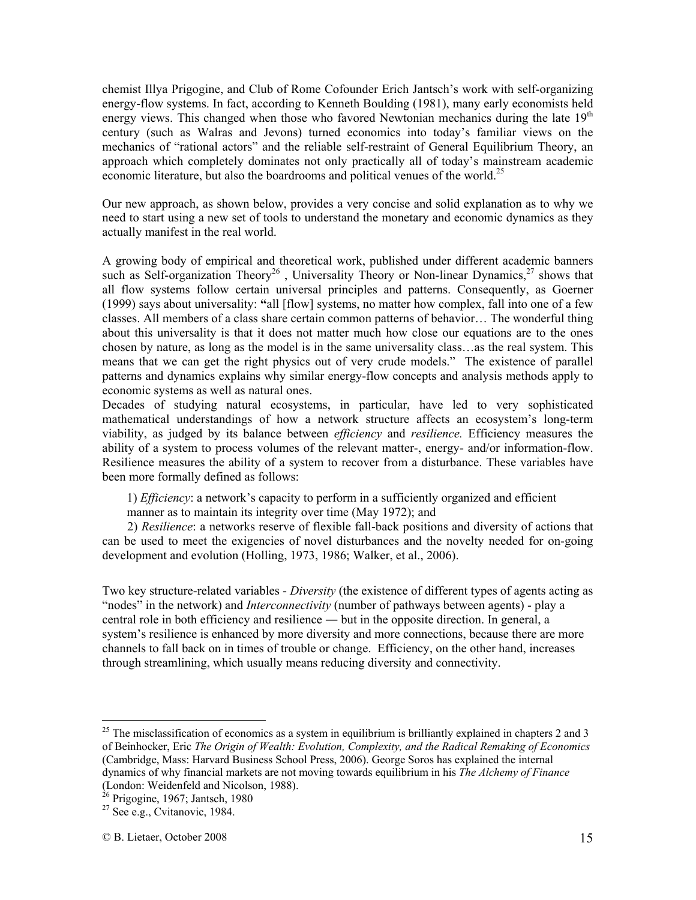chemist Illya Prigogine, and Club of Rome Cofounder Erich Jantsch's work with self-organizing energy-flow systems. In fact, according to Kenneth Boulding (1981), many early economists held energy views. This changed when those who favored Newtonian mechanics during the late 19th century (such as Walras and Jevons) turned economics into today's familiar views on the mechanics of "rational actors" and the reliable self-restraint of General Equilibrium Theory, an approach which completely dominates not only practically all of today's mainstream academic economic literature, but also the boardrooms and political venues of the world.[25]

Our new approach, as shown below, provides a very concise and solid explanation as to why we need to start using a new set of tools to understand the monetary and economic dynamics as they actually manifest in the real world.

A growing body of empirical and theoretical work, published under different academic banners such as Self-organization Theory[26] , Universality Theory or Non-linear Dynamics,[27] shows that all flow systems follow certain universal principles and patterns. Consequently, as Goerner (1999) says about universality: **"**all [flow] systems, no matter how complex, fall into one of a few classes. All members of a class share certain common patterns of behavior… The wonderful thing about this universality is that it does not matter much how close our equations are to the ones chosen by nature, as long as the model is in the same universality class…as the real system. This means that we can get the right physics out of very crude models." The existence of parallel patterns and dynamics explains why similar energy-flow concepts and analysis methods apply to economic systems as well as natural ones.

Decades of studying natural ecosystems, in particular, have led to very sophisticated mathematical understandings of how a network structure affects an ecosystem's long-term viability, as judged by its balance between *efficiency* and *resilience.* Efficiency measures the ability of a system to process volumes of the relevant matter-, energy- and/or information-flow. Resilience measures the ability of a system to recover from a disturbance. These variables have been more formally defined as follows:

1) *Efficiency*: a network's capacity to perform in a sufficiently organized and efficient manner as to maintain its integrity over time (May 1972); and

2) *Resilience*: a networks reserve of flexible fall-back positions and diversity of actions that can be used to meet the exigencies of novel disturbances and the novelty needed for on-going development and evolution (Holling, 1973, 1986; Walker, et al., 2006).

Two key structure-related variables - *Diversity* (the existence of different types of agents acting as "nodes" in the network) and *Interconnectivity* (number of pathways between agents) - play a central role in both efficiency and resilience ― but in the opposite direction. In general, a system's resilience is enhanced by more diversity and more connections, because there are more channels to fall back on in times of trouble or change. Efficiency, on the other hand, increases through streamlining, which usually means reducing diversity and connectivity.

---

[25] The misclassification of economics as a system in equilibrium is brilliantly explained in chapters 2 and 3 of Beinhocker, Eric *The Origin of Wealth: Evolution, Complexity, and the Radical Remaking of Economics* (Cambridge, Mass: Harvard Business School Press, 2006). George Soros has explained the internal dynamics of why financial markets are not moving towards equilibrium in his *The Alchemy of Finance* (London: Weidenfeld and Nicolson, 1988).

[26] Prigogine, 1967; Jantsch, 1980

[27] See e.g., Cvitanovic, 1984.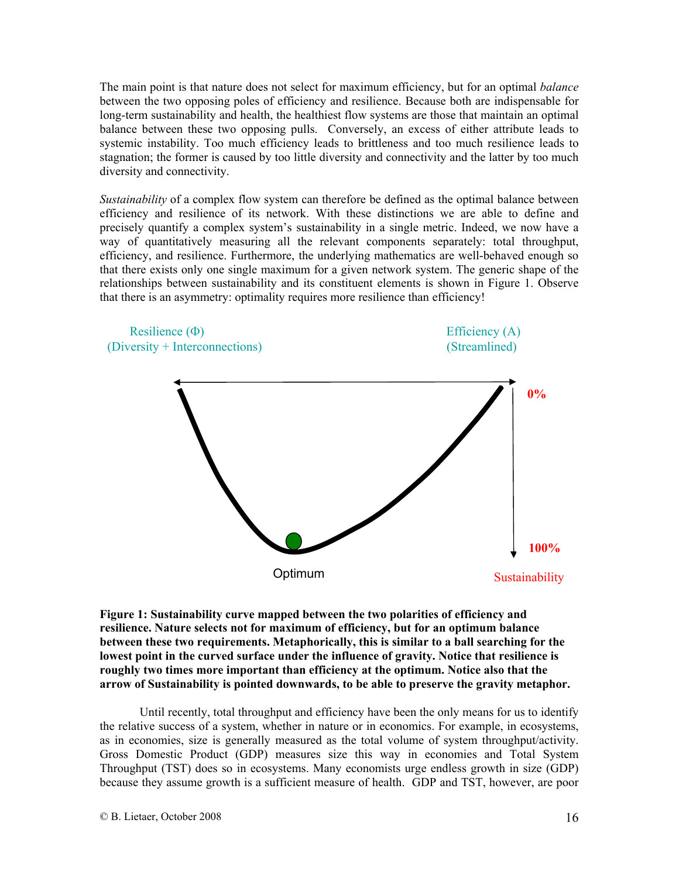The main point is that nature does not select for maximum efficiency, but for an optimal *balance* between the two opposing poles of efficiency and resilience. Because both are indispensable for long-term sustainability and health, the healthiest flow systems are those that maintain an optimal balance between these two opposing pulls. Conversely, an excess of either attribute leads to systemic instability. Too much efficiency leads to brittleness and too much resilience leads to stagnation; the former is caused by too little diversity and connectivity and the latter by too much diversity and connectivity.

*Sustainability* of a complex flow system can therefore be defined as the optimal balance between efficiency and resilience of its network. With these distinctions we are able to define and precisely quantify a complex system's sustainability in a single metric. Indeed, we now have a way of quantitatively measuring all the relevant components separately: total throughput, efficiency, and resilience. Furthermore, the underlying mathematics are well-behaved enough so that there exists only one single maximum for a given network system. The generic shape of the relationships between sustainability and its constituent elements is shown in Figure 1. Observe that there is an asymmetry: optimality requires more resilience than efficiency!

Resilience ($\Phi$)
(Diversity + Interconnections)

Efficiency (A)
(Streamlined)

0%

100%

Optimum

Sustainability

**Figure 1: Sustainability curve mapped between the two polarities of efficiency and resilience. Nature selects not for maximum of efficiency, but for an optimum balance between these two requirements. Metaphorically, this is similar to a ball searching for the lowest point in the curved surface under the influence of gravity. Notice that resilience is roughly two times more important than efficiency at the optimum. Notice also that the arrow of Sustainability is pointed downwards, to be able to preserve the gravity metaphor.**

Until recently, total throughput and efficiency have been the only means for us to identify the relative success of a system, whether in nature or in economics. For example, in ecosystems, as in economies, size is generally measured as the total volume of system throughput/activity. Gross Domestic Product (GDP) measures size this way in economies and Total System Throughput (TST) does so in ecosystems. Many economists urge endless growth in size (GDP) because they assume growth is a sufficient measure of health. GDP and TST, however, are poor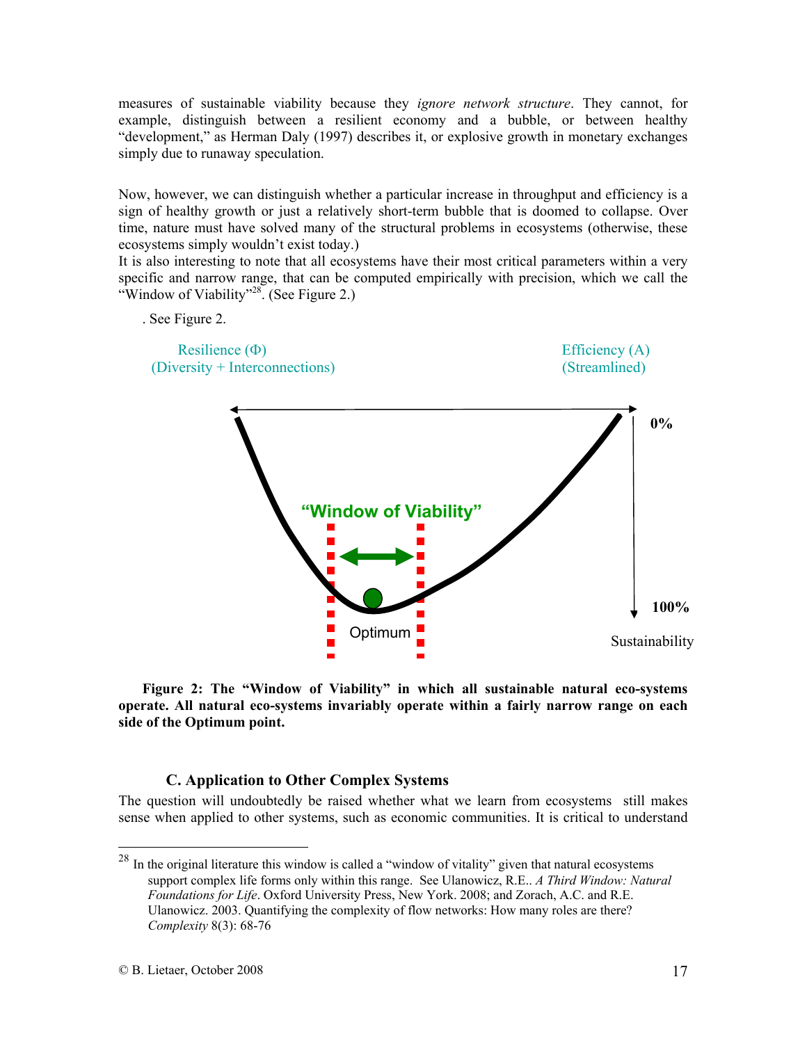measures of sustainable viability because they *ignore network structure*. They cannot, for example, distinguish between a resilient economy and a bubble, or between healthy "development," as Herman Daly (1997) describes it, or explosive growth in monetary exchanges simply due to runaway speculation.

Now, however, we can distinguish whether a particular increase in throughput and efficiency is a sign of healthy growth or just a relatively short-term bubble that is doomed to collapse. Over time, nature must have solved many of the structural problems in ecosystems (otherwise, these ecosystems simply wouldn't exist today.)
It is also interesting to note that all ecosystems have their most critical parameters within a very specific and narrow range, that can be computed empirically with precision, which we call the "Window of Viability"[28]. (See Figure 2.)

. See Figure 2.

Resilience (Φ)
(Diversity + Interconnections)

Efficiency (A)
(Streamlined)

0%

"Window of Viability"

Optimum

100%

Sustainability

**Figure 2: The "Window of Viability" in which all sustainable natural eco-systems operate. All natural eco-systems invariably operate within a fairly narrow range on each side of the Optimum point.**

### C. Application to Other Complex Systems

The question will undoubtedly be raised whether what we learn from ecosystems still makes sense when applied to other systems, such as economic communities. It is critical to understand

---

[28] In the original literature this window is called a "window of vitality" given that natural ecosystems support complex life forms only within this range. See Ulanowicz, R.E.. *A Third Window: Natural Foundations for Life*. Oxford University Press, New York. 2008; and Zorach, A.C. and R.E. Ulanowicz. 2003. Quantifying the complexity of flow networks: How many roles are there? *Complexity* 8(3): 68-76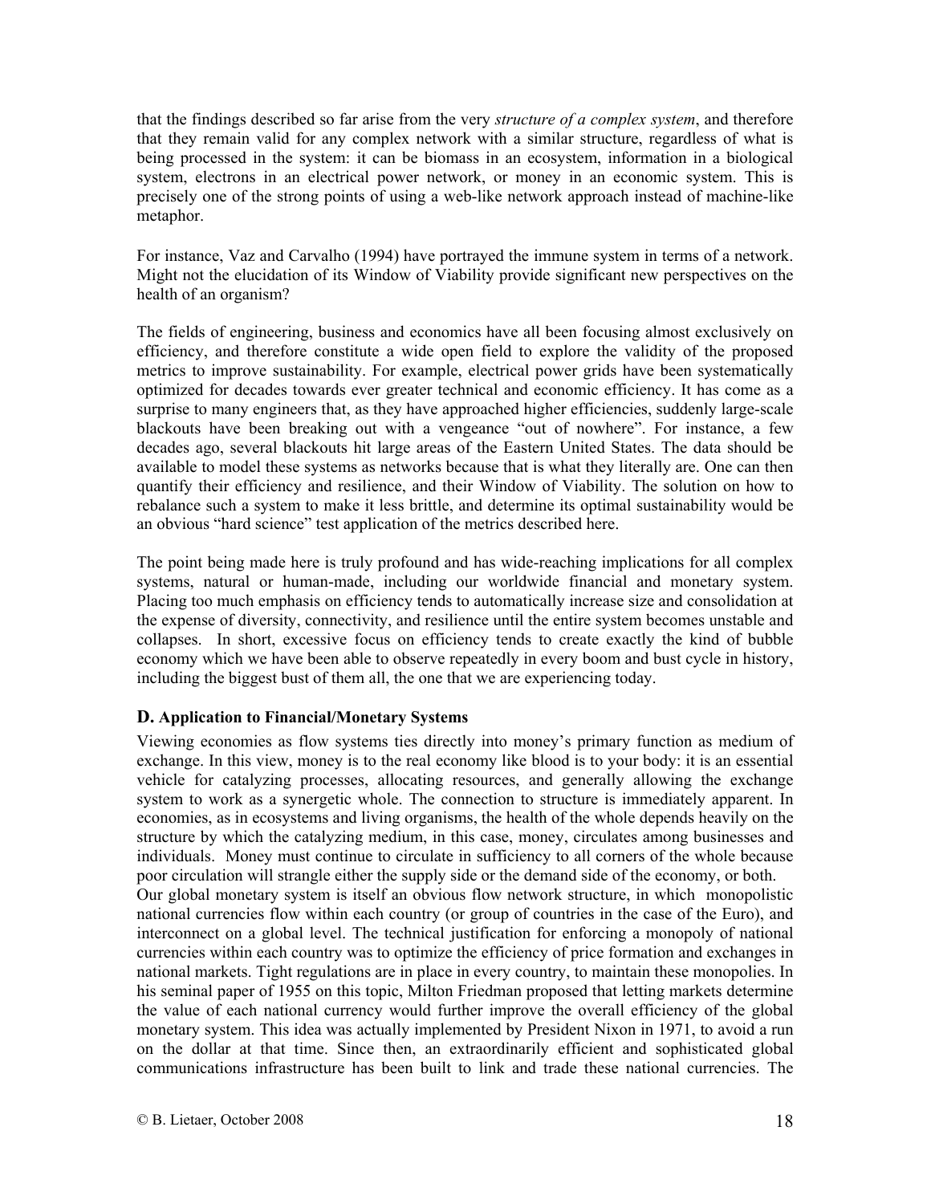that the findings described so far arise from the very *structure of a complex system*, and therefore that they remain valid for any complex network with a similar structure, regardless of what is being processed in the system: it can be biomass in an ecosystem, information in a biological system, electrons in an electrical power network, or money in an economic system. This is precisely one of the strong points of using a web-like network approach instead of machine-like metaphor.

For instance, Vaz and Carvalho (1994) have portrayed the immune system in terms of a network. Might not the elucidation of its Window of Viability provide significant new perspectives on the health of an organism?

The fields of engineering, business and economics have all been focusing almost exclusively on efficiency, and therefore constitute a wide open field to explore the validity of the proposed metrics to improve sustainability. For example, electrical power grids have been systematically optimized for decades towards ever greater technical and economic efficiency. It has come as a surprise to many engineers that, as they have approached higher efficiencies, suddenly large-scale blackouts have been breaking out with a vengeance "out of nowhere". For instance, a few decades ago, several blackouts hit large areas of the Eastern United States. The data should be available to model these systems as networks because that is what they literally are. One can then quantify their efficiency and resilience, and their Window of Viability. The solution on how to rebalance such a system to make it less brittle, and determine its optimal sustainability would be an obvious "hard science" test application of the metrics described here.

The point being made here is truly profound and has wide-reaching implications for all complex systems, natural or human-made, including our worldwide financial and monetary system. Placing too much emphasis on efficiency tends to automatically increase size and consolidation at the expense of diversity, connectivity, and resilience until the entire system becomes unstable and collapses. In short, excessive focus on efficiency tends to create exactly the kind of bubble economy which we have been able to observe repeatedly in every boom and bust cycle in history, including the biggest bust of them all, the one that we are experiencing today.

### D. Application to Financial/Monetary Systems

Viewing economies as flow systems ties directly into money's primary function as medium of exchange. In this view, money is to the real economy like blood is to your body: it is an essential vehicle for catalyzing processes, allocating resources, and generally allowing the exchange system to work as a synergetic whole. The connection to structure is immediately apparent. In economies, as in ecosystems and living organisms, the health of the whole depends heavily on the structure by which the catalyzing medium, in this case, money, circulates among businesses and individuals. Money must continue to circulate in sufficiency to all corners of the whole because poor circulation will strangle either the supply side or the demand side of the economy, or both.

Our global monetary system is itself an obvious flow network structure, in which monopolistic national currencies flow within each country (or group of countries in the case of the Euro), and interconnect on a global level. The technical justification for enforcing a monopoly of national currencies within each country was to optimize the efficiency of price formation and exchanges in national markets. Tight regulations are in place in every country, to maintain these monopolies. In his seminal paper of 1955 on this topic, Milton Friedman proposed that letting markets determine the value of each national currency would further improve the overall efficiency of the global monetary system. This idea was actually implemented by President Nixon in 1971, to avoid a run on the dollar at that time. Since then, an extraordinarily efficient and sophisticated global communications infrastructure has been built to link and trade these national currencies. The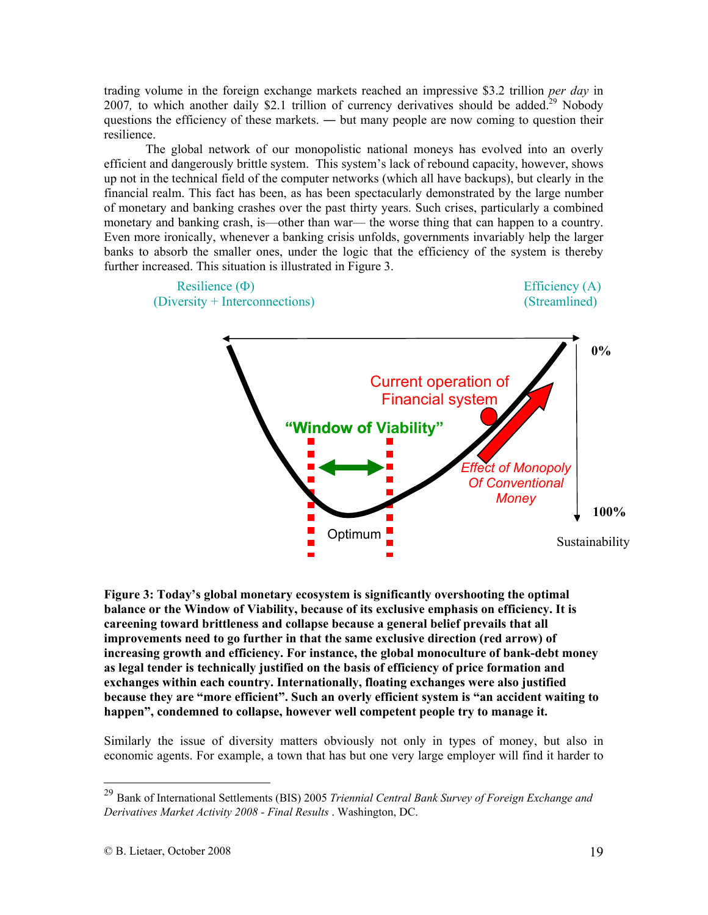trading volume in the foreign exchange markets reached an impressive $3.2 trillion *per day* in 2007*,* to which another daily $2.1 trillion of currency derivatives should be added.[29] Nobody questions the efficiency of these markets. ― but many people are now coming to question their resilience.

The global network of our monopolistic national moneys has evolved into an overly efficient and dangerously brittle system. This system's lack of rebound capacity, however, shows up not in the technical field of the computer networks (which all have backups), but clearly in the financial realm. This fact has been, as has been spectacularly demonstrated by the large number of monetary and banking crashes over the past thirty years. Such crises, particularly a combined monetary and banking crash, is—other than war— the worse thing that can happen to a country. Even more ironically, whenever a banking crisis unfolds, governments invariably help the larger banks to absorb the smaller ones, under the logic that the efficiency of the system is thereby further increased. This situation is illustrated in Figure 3.

Resilience (Φ)
(Diversity + Interconnections)

Efficiency (A)
(Streamlined)

0%

Current operation of Financial system

"Window of Viability"

Effect of Monopoly Of Conventional Money

100%

Optimum

Sustainability

**Figure 3: Today's global monetary ecosystem is significantly overshooting the optimal balance or the Window of Viability, because of its exclusive emphasis on efficiency. It is careening toward brittleness and collapse because a general belief prevails that all improvements need to go further in that the same exclusive direction (red arrow) of increasing growth and efficiency. For instance, the global monoculture of bank-debt money as legal tender is technically justified on the basis of efficiency of price formation and exchanges within each country. Internationally, floating exchanges were also justified because they are "more efficient". Such an overly efficient system is "an accident waiting to happen", condemned to collapse, however well competent people try to manage it.**

Similarly the issue of diversity matters obviously not only in types of money, but also in economic agents. For example, a town that has but one very large employer will find it harder to

---

[29] Bank of International Settlements (BIS) 2005 *Triennial Central Bank Survey of Foreign Exchange and Derivatives Market Activity 2008 - Final Results* . Washington, DC.

© B. Lietaer, October 2008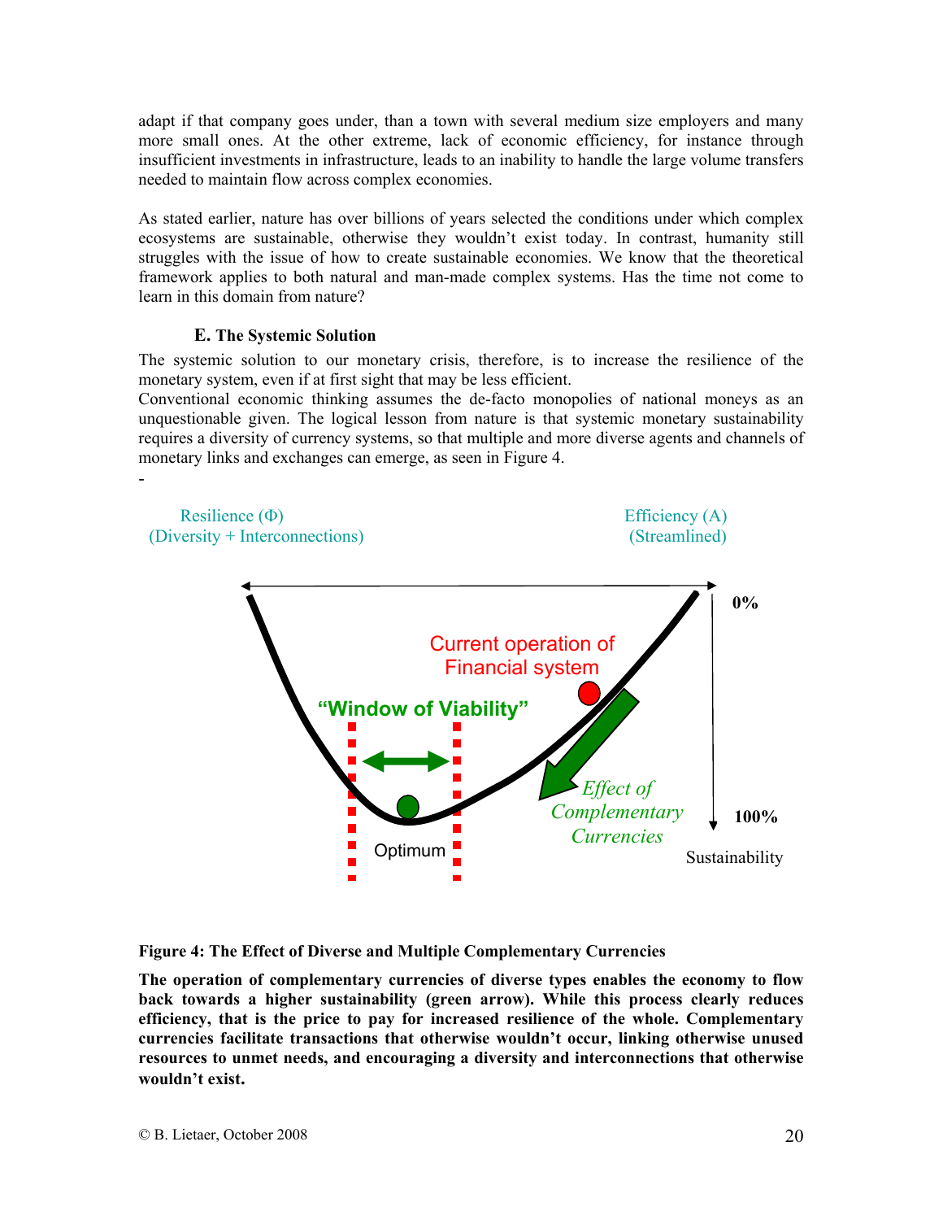adapt if that company goes under, than a town with several medium size employers and many more small ones. At the other extreme, lack of economic efficiency, for instance through insufficient investments in infrastructure, leads to an inability to handle the large volume transfers needed to maintain flow across complex economies.

As stated earlier, nature has over billions of years selected the conditions under which complex ecosystems are sustainable, otherwise they wouldn't exist today. In contrast, humanity still struggles with the issue of how to create sustainable economies. We know that the theoretical framework applies to both natural and man-made complex systems. Has the time not come to learn in this domain from nature?

### E. The Systemic Solution

The systemic solution to our monetary crisis, therefore, is to increase the resilience of the monetary system, even if at first sight that may be less efficient.

Conventional economic thinking assumes the de-facto monopolies of national moneys as an unquestionable given. The logical lesson from nature is that systemic monetary sustainability requires a diversity of currency systems, so that multiple and more diverse agents and channels of monetary links and exchanges can emerge, as seen in Figure 4.

-

Resilience (Φ)
(Diversity + Interconnections)

Efficiency (A)
(Streamlined)

0%

Current operation of Financial system

"Window of Viability"

*Effect of Complementary Currencies*

100%

Optimum

Sustainability

**Figure 4: The Effect of Diverse and Multiple Complementary Currencies**

**The operation of complementary currencies of diverse types enables the economy to flow back towards a higher sustainability (green arrow). While this process clearly reduces efficiency, that is the price to pay for increased resilience of the whole. Complementary currencies facilitate transactions that otherwise wouldn't occur, linking otherwise unused resources to unmet needs, and encouraging a diversity and interconnections that otherwise wouldn't exist.**

© B. Lietaer, October 2008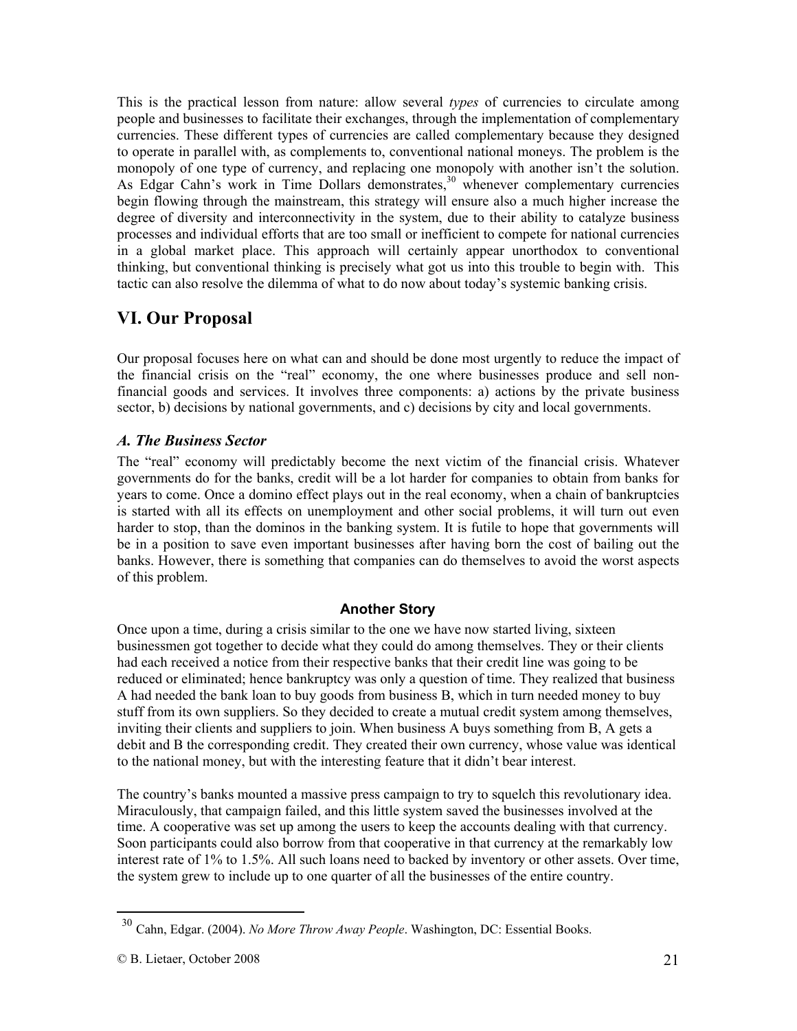This is the practical lesson from nature: allow several *types* of currencies to circulate among people and businesses to facilitate their exchanges, through the implementation of complementary currencies. These different types of currencies are called complementary because they designed to operate in parallel with, as complements to, conventional national moneys. The problem is the monopoly of one type of currency, and replacing one monopoly with another isn't the solution. As Edgar Cahn's work in Time Dollars demonstrates,[30] whenever complementary currencies begin flowing through the mainstream, this strategy will ensure also a much higher increase the degree of diversity and interconnectivity in the system, due to their ability to catalyze business processes and individual efforts that are too small or inefficient to compete for national currencies in a global market place. This approach will certainly appear unorthodox to conventional thinking, but conventional thinking is precisely what got us into this trouble to begin with. This tactic can also resolve the dilemma of what to do now about today's systemic banking crisis.

## VI. Our Proposal

Our proposal focuses here on what can and should be done most urgently to reduce the impact of the financial crisis on the "real" economy, the one where businesses produce and sell non-financial goods and services. It involves three components: a) actions by the private business sector, b) decisions by national governments, and c) decisions by city and local governments.

### *A. The Business Sector*

The "real" economy will predictably become the next victim of the financial crisis. Whatever governments do for the banks, credit will be a lot harder for companies to obtain from banks for years to come. Once a domino effect plays out in the real economy, when a chain of bankruptcies is started with all its effects on unemployment and other social problems, it will turn out even harder to stop, than the dominos in the banking system. It is futile to hope that governments will be in a position to save even important businesses after having born the cost of bailing out the banks. However, there is something that companies can do themselves to avoid the worst aspects of this problem.

**Another Story**

Once upon a time, during a crisis similar to the one we have now started living, sixteen businessmen got together to decide what they could do among themselves. They or their clients had each received a notice from their respective banks that their credit line was going to be reduced or eliminated; hence bankruptcy was only a question of time. They realized that business A had needed the bank loan to buy goods from business B, which in turn needed money to buy stuff from its own suppliers. So they decided to create a mutual credit system among themselves, inviting their clients and suppliers to join. When business A buys something from B, A gets a debit and B the corresponding credit. They created their own currency, whose value was identical to the national money, but with the interesting feature that it didn't bear interest.

The country's banks mounted a massive press campaign to try to squelch this revolutionary idea. Miraculously, that campaign failed, and this little system saved the businesses involved at the time. A cooperative was set up among the users to keep the accounts dealing with that currency. Soon participants could also borrow from that cooperative in that currency at the remarkably low interest rate of 1% to 1.5%. All such loans need to backed by inventory or other assets. Over time, the system grew to include up to one quarter of all the businesses of the entire country.

---

[30] Cahn, Edgar. (2004). *No More Throw Away People*. Washington, DC: Essential Books.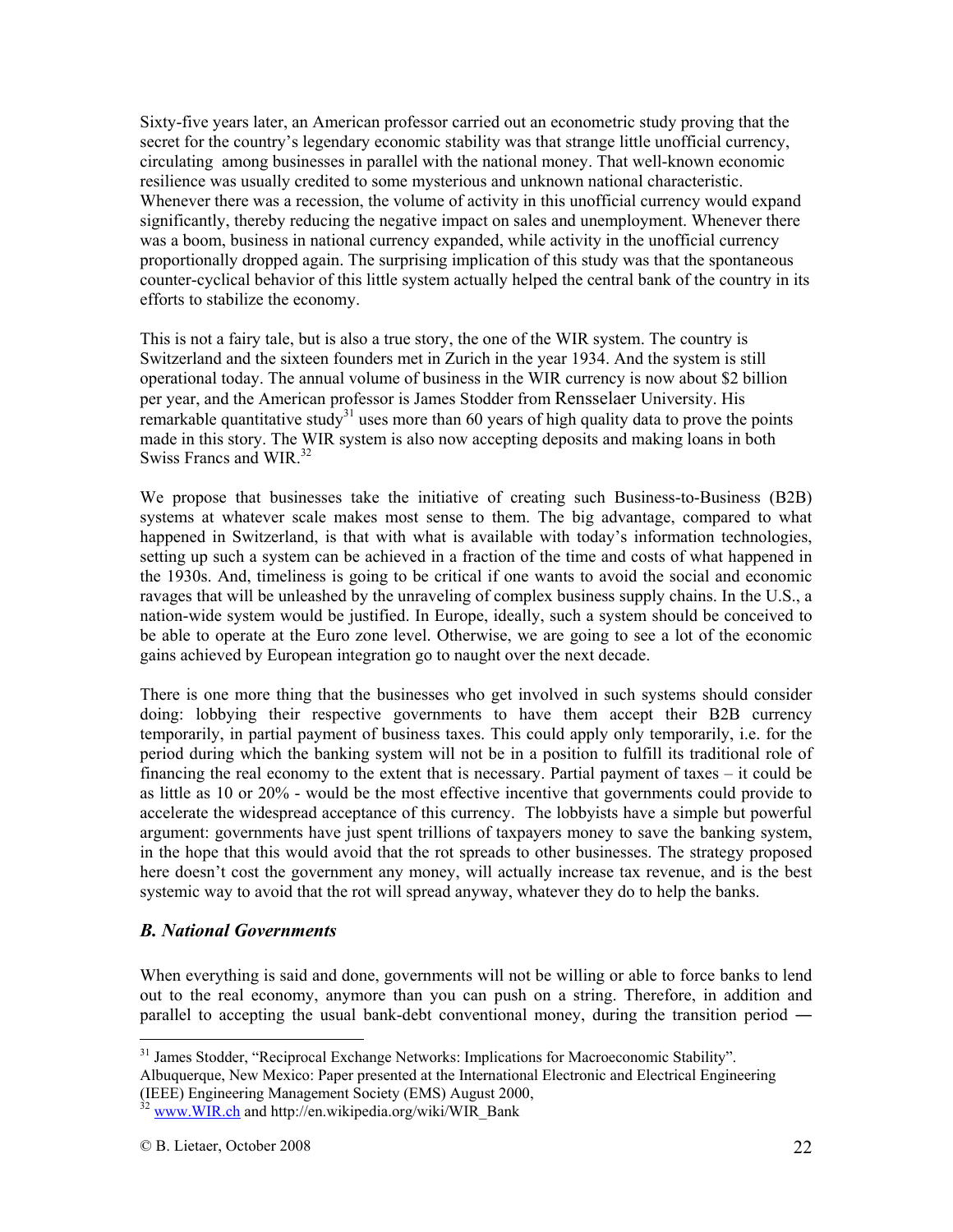Sixty-five years later, an American professor carried out an econometric study proving that the secret for the country's legendary economic stability was that strange little unofficial currency, circulating among businesses in parallel with the national money. That well-known economic resilience was usually credited to some mysterious and unknown national characteristic. Whenever there was a recession, the volume of activity in this unofficial currency would expand significantly, thereby reducing the negative impact on sales and unemployment. Whenever there was a boom, business in national currency expanded, while activity in the unofficial currency proportionally dropped again. The surprising implication of this study was that the spontaneous counter-cyclical behavior of this little system actually helped the central bank of the country in its efforts to stabilize the economy.

This is not a fairy tale, but is also a true story, the one of the WIR system. The country is Switzerland and the sixteen founders met in Zurich in the year 1934. And the system is still operational today. The annual volume of business in the WIR currency is now about $2 billion per year, and the American professor is James Stodder from Rensselaer University. His remarkable quantitative study[31] uses more than 60 years of high quality data to prove the points made in this story. The WIR system is also now accepting deposits and making loans in both Swiss Francs and WIR.[32]

We propose that businesses take the initiative of creating such Business-to-Business (B2B) systems at whatever scale makes most sense to them. The big advantage, compared to what happened in Switzerland, is that with what is available with today's information technologies, setting up such a system can be achieved in a fraction of the time and costs of what happened in the 1930s. And, timeliness is going to be critical if one wants to avoid the social and economic ravages that will be unleashed by the unraveling of complex business supply chains. In the U.S., a nation-wide system would be justified. In Europe, ideally, such a system should be conceived to be able to operate at the Euro zone level. Otherwise, we are going to see a lot of the economic gains achieved by European integration go to naught over the next decade.

There is one more thing that the businesses who get involved in such systems should consider doing: lobbying their respective governments to have them accept their B2B currency temporarily, in partial payment of business taxes. This could apply only temporarily, i.e. for the period during which the banking system will not be in a position to fulfill its traditional role of financing the real economy to the extent that is necessary. Partial payment of taxes – it could be as little as 10 or 20% - would be the most effective incentive that governments could provide to accelerate the widespread acceptance of this currency. The lobbyists have a simple but powerful argument: governments have just spent trillions of taxpayers money to save the banking system, in the hope that this would avoid that the rot spreads to other businesses. The strategy proposed here doesn't cost the government any money, will actually increase tax revenue, and is the best systemic way to avoid that the rot will spread anyway, whatever they do to help the banks.

### *B. National Governments*

When everything is said and done, governments will not be willing or able to force banks to lend out to the real economy, anymore than you can push on a string. Therefore, in addition and parallel to accepting the usual bank-debt conventional money, during the transition period ―

---

[31] James Stodder, "Reciprocal Exchange Networks: Implications for Macroeconomic Stability". Albuquerque, New Mexico: Paper presented at the International Electronic and Electrical Engineering (IEEE) Engineering Management Society (EMS) August 2000,

[32] www.WIR.ch and http://en.wikipedia.org/wiki/WIR_Bank

© B. Lietaer, October 2008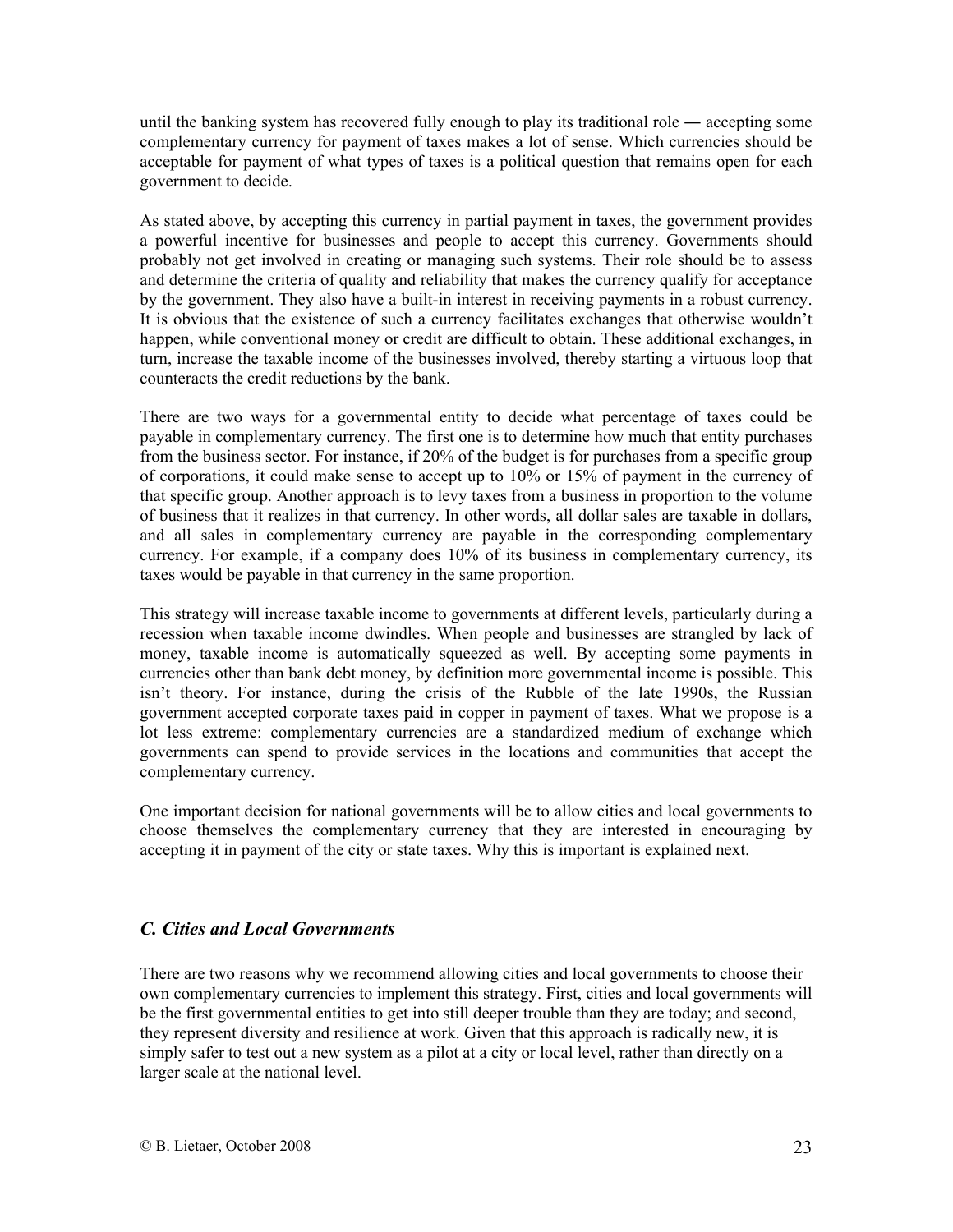until the banking system has recovered fully enough to play its traditional role ― accepting some complementary currency for payment of taxes makes a lot of sense. Which currencies should be acceptable for payment of what types of taxes is a political question that remains open for each government to decide.

As stated above, by accepting this currency in partial payment in taxes, the government provides a powerful incentive for businesses and people to accept this currency. Governments should probably not get involved in creating or managing such systems. Their role should be to assess and determine the criteria of quality and reliability that makes the currency qualify for acceptance by the government. They also have a built-in interest in receiving payments in a robust currency. It is obvious that the existence of such a currency facilitates exchanges that otherwise wouldn't happen, while conventional money or credit are difficult to obtain. These additional exchanges, in turn, increase the taxable income of the businesses involved, thereby starting a virtuous loop that counteracts the credit reductions by the bank.

There are two ways for a governmental entity to decide what percentage of taxes could be payable in complementary currency. The first one is to determine how much that entity purchases from the business sector. For instance, if 20% of the budget is for purchases from a specific group of corporations, it could make sense to accept up to 10% or 15% of payment in the currency of that specific group. Another approach is to levy taxes from a business in proportion to the volume of business that it realizes in that currency. In other words, all dollar sales are taxable in dollars, and all sales in complementary currency are payable in the corresponding complementary currency. For example, if a company does 10% of its business in complementary currency, its taxes would be payable in that currency in the same proportion.

This strategy will increase taxable income to governments at different levels, particularly during a recession when taxable income dwindles. When people and businesses are strangled by lack of money, taxable income is automatically squeezed as well. By accepting some payments in currencies other than bank debt money, by definition more governmental income is possible. This isn't theory. For instance, during the crisis of the Rubble of the late 1990s, the Russian government accepted corporate taxes paid in copper in payment of taxes. What we propose is a lot less extreme: complementary currencies are a standardized medium of exchange which governments can spend to provide services in the locations and communities that accept the complementary currency.

One important decision for national governments will be to allow cities and local governments to choose themselves the complementary currency that they are interested in encouraging by accepting it in payment of the city or state taxes. Why this is important is explained next.

### *C. Cities and Local Governments*

There are two reasons why we recommend allowing cities and local governments to choose their own complementary currencies to implement this strategy. First, cities and local governments will be the first governmental entities to get into still deeper trouble than they are today; and second, they represent diversity and resilience at work. Given that this approach is radically new, it is simply safer to test out a new system as a pilot at a city or local level, rather than directly on a larger scale at the national level.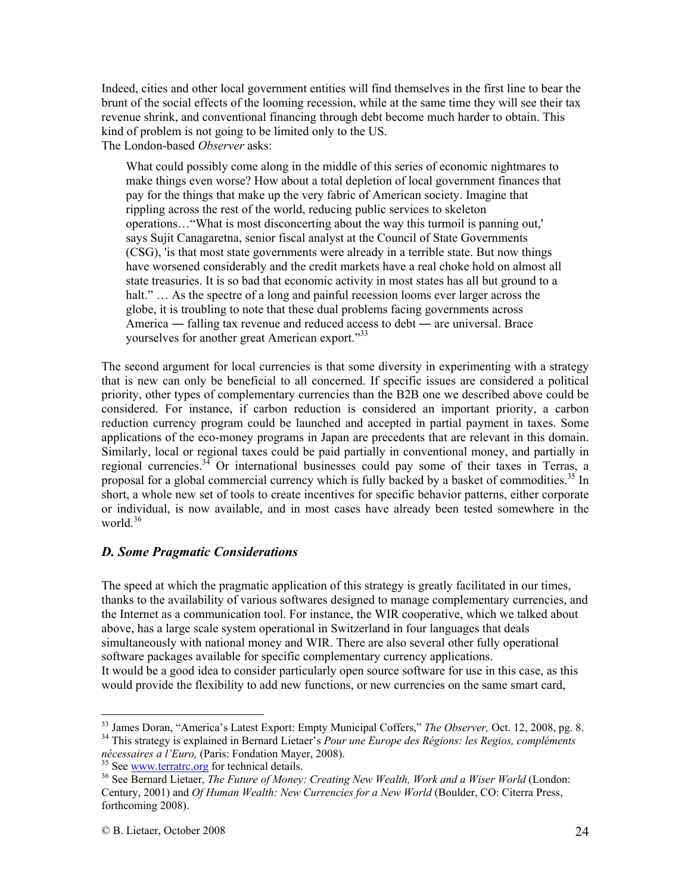Indeed, cities and other local government entities will find themselves in the first line to bear the brunt of the social effects of the looming recession, while at the same time they will see their tax revenue shrink, and conventional financing through debt become much harder to obtain. This kind of problem is not going to be limited only to the US.

The London-based *Observer* asks:

> What could possibly come along in the middle of this series of economic nightmares to make things even worse? How about a total depletion of local government finances that pay for the things that make up the very fabric of American society. Imagine that rippling across the rest of the world, reducing public services to skeleton operations…"What is most disconcerting about the way this turmoil is panning out,' says Sujit Canagaretna, senior fiscal analyst at the Council of State Governments (CSG), 'is that most state governments were already in a terrible state. But now things have worsened considerably and the credit markets have a real choke hold on almost all state treasuries. It is so bad that economic activity in most states has all but ground to a halt." … As the spectre of a long and painful recession looms ever larger across the globe, it is troubling to note that these dual problems facing governments across America ― falling tax revenue and reduced access to debt ― are universal. Brace yourselves for another great American export."[33]

The second argument for local currencies is that some diversity in experimenting with a strategy that is new can only be beneficial to all concerned. If specific issues are considered a political priority, other types of complementary currencies than the B2B one we described above could be considered. For instance, if carbon reduction is considered an important priority, a carbon reduction currency program could be launched and accepted in partial payment in taxes. Some applications of the eco-money programs in Japan are precedents that are relevant in this domain. Similarly, local or regional taxes could be paid partially in conventional money, and partially in regional currencies.[34] Or international businesses could pay some of their taxes in Terras, a proposal for a global commercial currency which is fully backed by a basket of commodities.[35] In short, a whole new set of tools to create incentives for specific behavior patterns, either corporate or individual, is now available, and in most cases have already been tested somewhere in the world.[36]

### *D. Some Pragmatic Considerations*

The speed at which the pragmatic application of this strategy is greatly facilitated in our times, thanks to the availability of various softwares designed to manage complementary currencies, and the Internet as a communication tool. For instance, the WIR cooperative, which we talked about above, has a large scale system operational in Switzerland in four languages that deals simultaneously with national money and WIR. There are also several other fully operational software packages available for specific complementary currency applications.

It would be a good idea to consider particularly open source software for use in this case, as this would provide the flexibility to add new functions, or new currencies on the same smart card,

---

[33] James Doran, "America's Latest Export: Empty Municipal Coffers," *The Observer,* Oct. 12, 2008, pg. 8.

[34] This strategy is explained in Bernard Lietaer's *Pour une Europe des Régions: les Regios, compléments nécessaires a l'Euro,* (Paris: Fondation Mayer, 2008).

[35] See www.terratrc.org for technical details.

[36] See Bernard Lietaer, *The Future of Money: Creating New Wealth, Work and a Wiser World* (London: Century, 2001) and *Of Human Wealth: New Currencies for a New World* (Boulder, CO: Citerra Press, forthcoming 2008).

© B. Lietaer, October 2008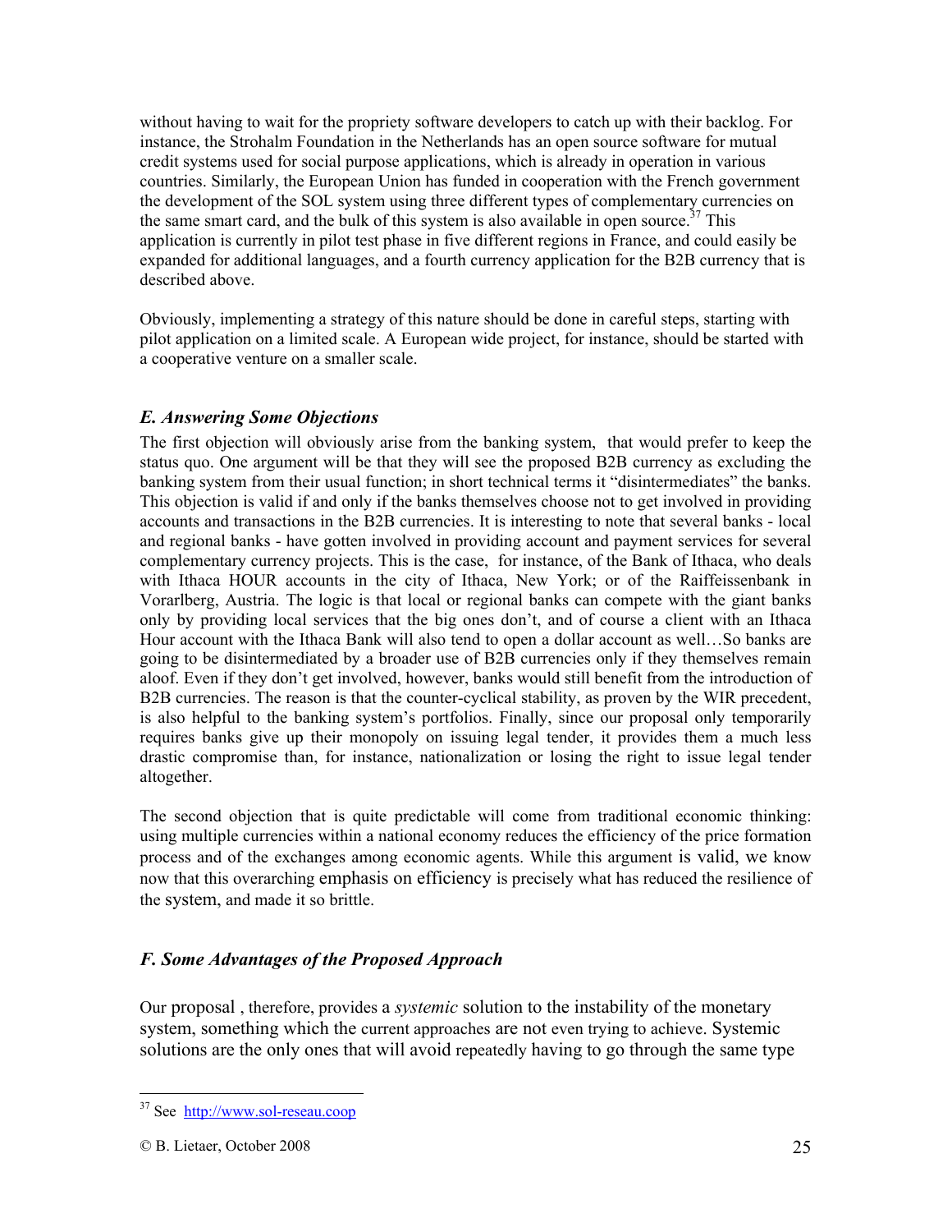without having to wait for the propriety software developers to catch up with their backlog. For instance, the Strohalm Foundation in the Netherlands has an open source software for mutual credit systems used for social purpose applications, which is already in operation in various countries. Similarly, the European Union has funded in cooperation with the French government the development of the SOL system using three different types of complementary currencies on the same smart card, and the bulk of this system is also available in open source.[37] This application is currently in pilot test phase in five different regions in France, and could easily be expanded for additional languages, and a fourth currency application for the B2B currency that is described above.

Obviously, implementing a strategy of this nature should be done in careful steps, starting with pilot application on a limited scale. A European wide project, for instance, should be started with a cooperative venture on a smaller scale.

### *E. Answering Some Objections*

The first objection will obviously arise from the banking system, that would prefer to keep the status quo. One argument will be that they will see the proposed B2B currency as excluding the banking system from their usual function; in short technical terms it "disintermediates" the banks. This objection is valid if and only if the banks themselves choose not to get involved in providing accounts and transactions in the B2B currencies. It is interesting to note that several banks - local and regional banks - have gotten involved in providing account and payment services for several complementary currency projects. This is the case, for instance, of the Bank of Ithaca, who deals with Ithaca HOUR accounts in the city of Ithaca, New York; or of the Raiffeissenbank in Vorarlberg, Austria. The logic is that local or regional banks can compete with the giant banks only by providing local services that the big ones don't, and of course a client with an Ithaca Hour account with the Ithaca Bank will also tend to open a dollar account as well…So banks are going to be disintermediated by a broader use of B2B currencies only if they themselves remain aloof. Even if they don't get involved, however, banks would still benefit from the introduction of B2B currencies. The reason is that the counter-cyclical stability, as proven by the WIR precedent, is also helpful to the banking system's portfolios. Finally, since our proposal only temporarily requires banks give up their monopoly on issuing legal tender, it provides them a much less drastic compromise than, for instance, nationalization or losing the right to issue legal tender altogether.

The second objection that is quite predictable will come from traditional economic thinking: using multiple currencies within a national economy reduces the efficiency of the price formation process and of the exchanges among economic agents. While this argument is valid, we know now that this overarching emphasis on efficiency is precisely what has reduced the resilience of the system, and made it so brittle.

### *F. Some Advantages of the Proposed Approach*

Our proposal , therefore, provides a *systemic* solution to the instability of the monetary system, something which the current approaches are not even trying to achieve. Systemic solutions are the only ones that will avoid repeatedly having to go through the same type

---

[37] See http://www.sol-reseau.coop

© B. Lietaer, October 2008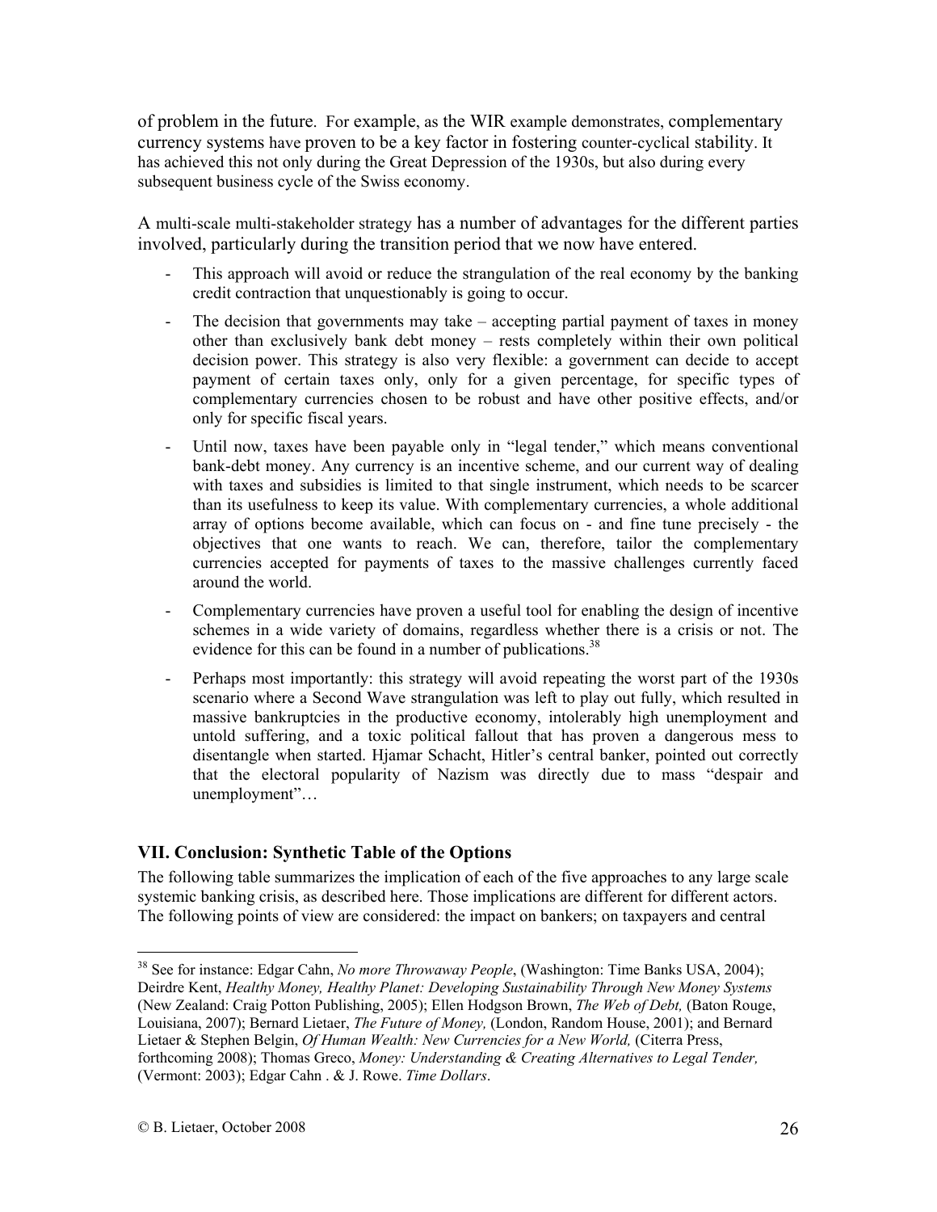of problem in the future. For example, as the WIR example demonstrates, complementary currency systems have proven to be a key factor in fostering counter-cyclical stability. It has achieved this not only during the Great Depression of the 1930s, but also during every subsequent business cycle of the Swiss economy.

A multi-scale multi-stakeholder strategy has a number of advantages for the different parties involved, particularly during the transition period that we now have entered.

- This approach will avoid or reduce the strangulation of the real economy by the banking credit contraction that unquestionably is going to occur.
- The decision that governments may take – accepting partial payment of taxes in money other than exclusively bank debt money – rests completely within their own political decision power. This strategy is also very flexible: a government can decide to accept payment of certain taxes only, only for a given percentage, for specific types of complementary currencies chosen to be robust and have other positive effects, and/or only for specific fiscal years.
- Until now, taxes have been payable only in "legal tender," which means conventional bank-debt money. Any currency is an incentive scheme, and our current way of dealing with taxes and subsidies is limited to that single instrument, which needs to be scarcer than its usefulness to keep its value. With complementary currencies, a whole additional array of options become available, which can focus on - and fine tune precisely - the objectives that one wants to reach. We can, therefore, tailor the complementary currencies accepted for payments of taxes to the massive challenges currently faced around the world.
- Complementary currencies have proven a useful tool for enabling the design of incentive schemes in a wide variety of domains, regardless whether there is a crisis or not. The evidence for this can be found in a number of publications.[38]
- Perhaps most importantly: this strategy will avoid repeating the worst part of the 1930s scenario where a Second Wave strangulation was left to play out fully, which resulted in massive bankruptcies in the productive economy, intolerably high unemployment and untold suffering, and a toxic political fallout that has proven a dangerous mess to disentangle when started. Hjamar Schacht, Hitler's central banker, pointed out correctly that the electoral popularity of Nazism was directly due to mass "despair and unemployment"…

## VII. Conclusion: Synthetic Table of the Options

The following table summarizes the implication of each of the five approaches to any large scale systemic banking crisis, as described here. Those implications are different for different actors. The following points of view are considered: the impact on bankers; on taxpayers and central

---

[38] See for instance: Edgar Cahn, *No more Throwaway People*, (Washington: Time Banks USA, 2004); Deirdre Kent, *Healthy Money, Healthy Planet: Developing Sustainability Through New Money Systems* (New Zealand: Craig Potton Publishing, 2005); Ellen Hodgson Brown, *The Web of Debt,* (Baton Rouge, Louisiana, 2007); Bernard Lietaer, *The Future of Money,* (London, Random House, 2001); and Bernard Lietaer & Stephen Belgin, *Of Human Wealth: New Currencies for a New World,* (Citerra Press, forthcoming 2008); Thomas Greco, *Money: Understanding & Creating Alternatives to Legal Tender,* (Vermont: 2003); Edgar Cahn . & J. Rowe. *Time Dollars*.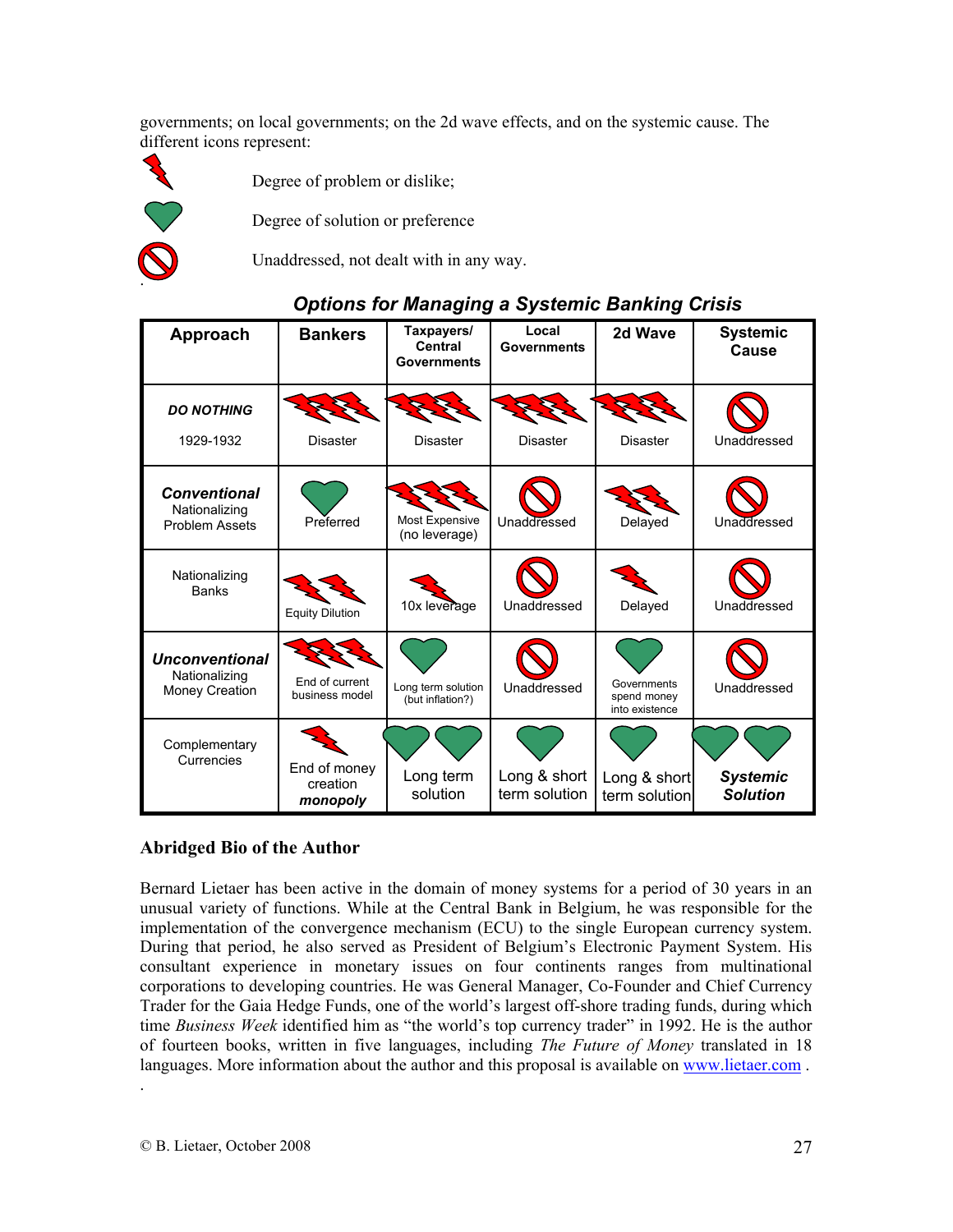governments; on local governments; on the 2d wave effects, and on the systemic cause. The different icons represent:

- Degree of problem or dislike;
- Degree of solution or preference
- Unaddressed, not dealt with in any way.

*Options for Managing a Systemic Banking Crisis*

| Approach | Bankers | Taxpayers/ Central Governments | Local Governments | 2d Wave | Systemic Cause |
|---|---|---|---|---|---|
| *DO NOTHING* 1929-1932 | Disaster | Disaster | Disaster | Disaster | Unaddressed |
| ***Conventional*** Nationalizing Problem Assets | Preferred | Most Expensive (no leverage) | Unaddressed | Delayed | Unaddressed |
| Nationalizing Banks | Equity Dilution | 10x leverage | Unaddressed | Delayed | Unaddressed |
| ***Unconventional*** Nationalizing Money Creation | End of current business model | Long term solution (but inflation?) | Unaddressed | Governments spend money into existence | Unaddressed |
| Complementary Currencies | End of money creation ***monopoly*** | Long term solution | Long & short term solution | Long & short term solution | ***Systemic Solution*** |

**Abridged Bio of the Author**

Bernard Lietaer has been active in the domain of money systems for a period of 30 years in an unusual variety of functions. While at the Central Bank in Belgium, he was responsible for the implementation of the convergence mechanism (ECU) to the single European currency system. During that period, he also served as President of Belgium's Electronic Payment System. His consultant experience in monetary issues on four continents ranges from multinational corporations to developing countries. He was General Manager, Co-Founder and Chief Currency Trader for the Gaia Hedge Funds, one of the world's largest off-shore trading funds, during which time *Business Week* identified him as "the world's top currency trader" in 1992. He is the author of fourteen books, written in five languages, including *The Future of Money* translated in 18 languages. More information about the author and this proposal is available on www.lietaer.com .

© B. Lietaer, October 2008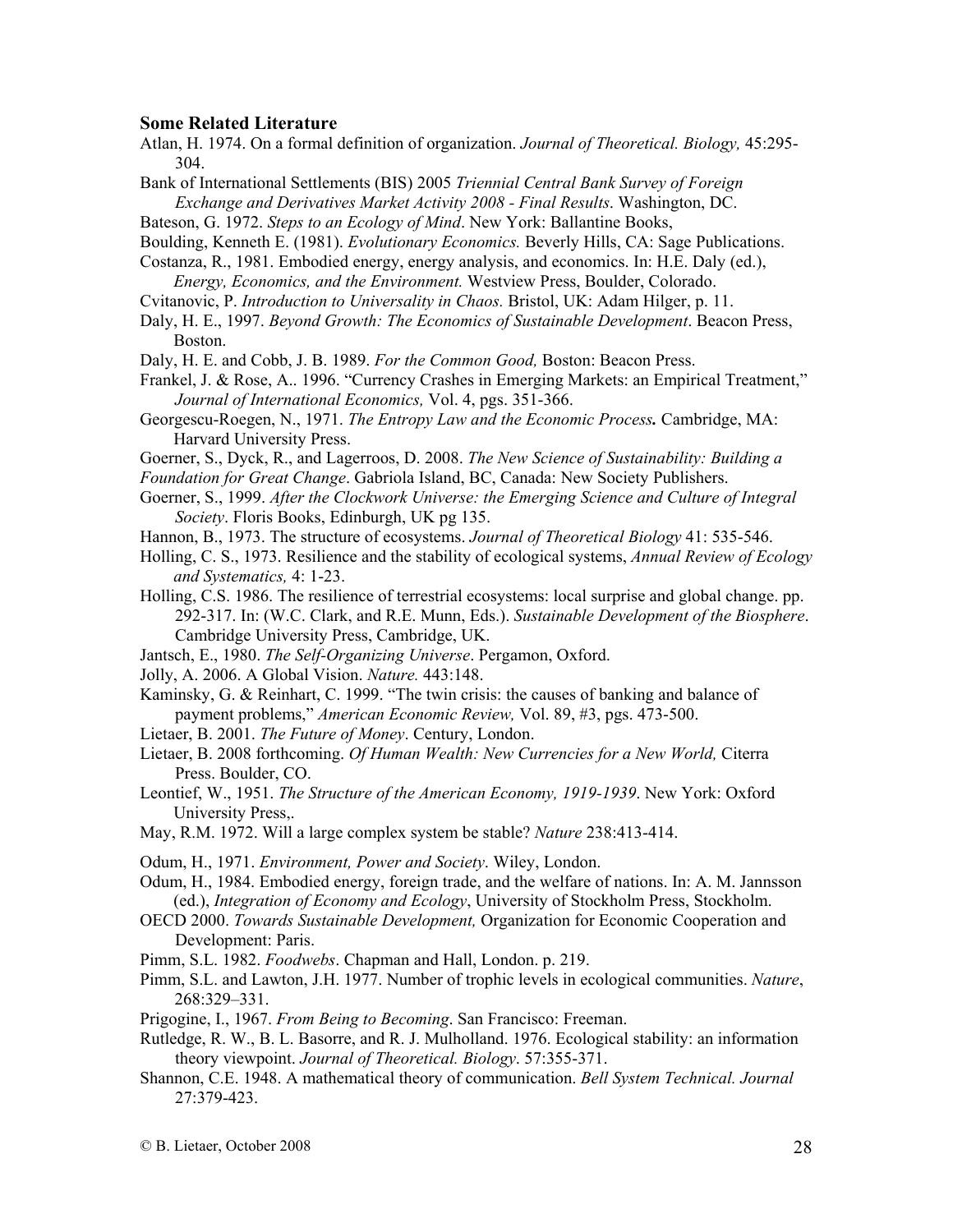**Some Related Literature**

Atlan, H. 1974. On a formal definition of organization. *Journal of Theoretical. Biology,* 45:295-304.

Bank of International Settlements (BIS) 2005 *Triennial Central Bank Survey of Foreign Exchange and Derivatives Market Activity 2008 - Final Results*. Washington, DC.

Bateson, G. 1972. *Steps to an Ecology of Mind*. New York: Ballantine Books,

Boulding, Kenneth E. (1981). *Evolutionary Economics.* Beverly Hills, CA: Sage Publications.

Costanza, R., 1981. Embodied energy, energy analysis, and economics. In: H.E. Daly (ed.), *Energy, Economics, and the Environment.* Westview Press, Boulder, Colorado.

Cvitanovic, P. *Introduction to Universality in Chaos.* Bristol, UK: Adam Hilger, p. 11.

Daly, H. E., 1997. *Beyond Growth: The Economics of Sustainable Development*. Beacon Press, Boston.

Daly, H. E. and Cobb, J. B. 1989. *For the Common Good,* Boston: Beacon Press.

Frankel, J. & Rose, A.. 1996. "Currency Crashes in Emerging Markets: an Empirical Treatment," *Journal of International Economics,* Vol. 4, pgs. 351-366.

Georgescu-Roegen, N., 1971. *The Entropy Law and the Economic Process.* Cambridge, MA: Harvard University Press.

Goerner, S., Dyck, R., and Lagerroos, D. 2008. *The New Science of Sustainability: Building a Foundation for Great Change*. Gabriola Island, BC, Canada: New Society Publishers.

Goerner, S., 1999. *After the Clockwork Universe: the Emerging Science and Culture of Integral Society*. Floris Books, Edinburgh, UK pg 135.

Hannon, B., 1973. The structure of ecosystems. *Journal of Theoretical Biology* 41: 535-546.

Holling, C. S., 1973. Resilience and the stability of ecological systems, *Annual Review of Ecology and Systematics,* 4: 1-23.

Holling, C.S. 1986. The resilience of terrestrial ecosystems: local surprise and global change. pp. 292-317. In: (W.C. Clark, and R.E. Munn, Eds.). *Sustainable Development of the Biosphere*. Cambridge University Press, Cambridge, UK.

Jantsch, E., 1980. *The Self-Organizing Universe*. Pergamon, Oxford.

Jolly, A. 2006. A Global Vision. *Nature.* 443:148.

Kaminsky, G. & Reinhart, C. 1999. "The twin crisis: the causes of banking and balance of payment problems," *American Economic Review,* Vol. 89, #3, pgs. 473-500.

Lietaer, B. 2001. *The Future of Money*. Century, London.

Lietaer, B. 2008 forthcoming. *Of Human Wealth: New Currencies for a New World,* Citerra Press. Boulder, CO.

Leontief, W., 1951. *The Structure of the American Economy, 1919-1939*. New York: Oxford University Press,.

May, R.M. 1972. Will a large complex system be stable? *Nature* 238:413-414.

Odum, H., 1971. *Environment, Power and Society*. Wiley, London.

Odum, H., 1984. Embodied energy, foreign trade, and the welfare of nations. In: A. M. Jannsson (ed.), *Integration of Economy and Ecology*, University of Stockholm Press, Stockholm.

OECD 2000. *Towards Sustainable Development,* Organization for Economic Cooperation and Development: Paris.

Pimm, S.L. 1982. *Foodwebs*. Chapman and Hall, London. p. 219.

Pimm, S.L. and Lawton, J.H. 1977. Number of trophic levels in ecological communities. *Nature*, 268:329–331.

Prigogine, I., 1967. *From Being to Becoming*. San Francisco: Freeman.

Rutledge, R. W., B. L. Basorre, and R. J. Mulholland. 1976. Ecological stability: an information theory viewpoint. *Journal of Theoretical. Biology*. 57:355-371.

Shannon, C.E. 1948. A mathematical theory of communication. *Bell System Technical. Journal* 27:379-423.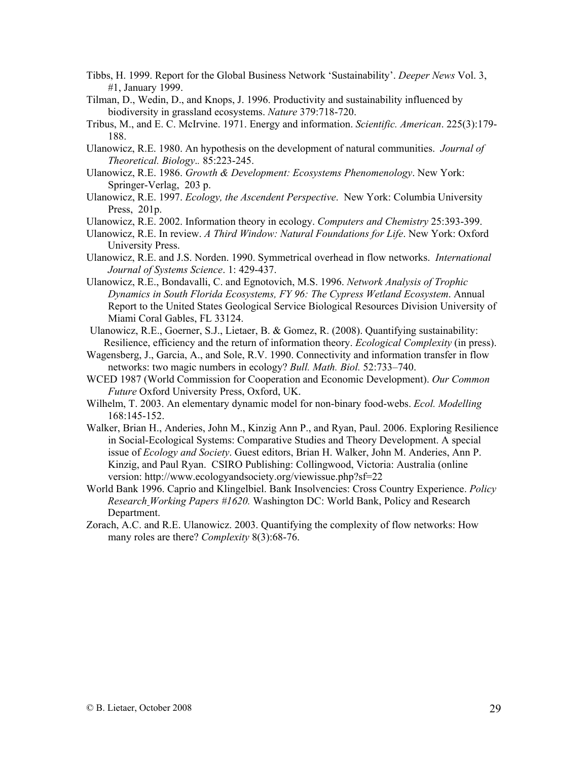Tibbs, H. 1999. Report for the Global Business Network 'Sustainability'. *Deeper News* Vol. 3, #1, January 1999.

Tilman, D., Wedin, D., and Knops, J. 1996. Productivity and sustainability influenced by biodiversity in grassland ecosystems. *Nature* 379:718-720.

Tribus, M., and E. C. McIrvine. 1971. Energy and information. *Scientific. American*. 225(3):179-188.

Ulanowicz, R.E. 1980. An hypothesis on the development of natural communities. *Journal of Theoretical. Biology..* 85:223-245.

Ulanowicz, R.E. 1986. *Growth & Development: Ecosystems Phenomenology*. New York: Springer-Verlag, 203 p.

Ulanowicz, R.E. 1997. *Ecology, the Ascendent Perspective*. New York: Columbia University Press, 201p.

Ulanowicz, R.E. 2002. Information theory in ecology. *Computers and Chemistry* 25:393-399.

Ulanowicz, R.E. In review. *A Third Window: Natural Foundations for Life*. New York: Oxford University Press.

Ulanowicz, R.E. and J.S. Norden. 1990. Symmetrical overhead in flow networks. *International Journal of Systems Science*. 1: 429-437.

Ulanowicz, R.E., Bondavalli, C. and Egnotovich, M.S. 1996. *Network Analysis of Trophic Dynamics in South Florida Ecosystems, FY 96: The Cypress Wetland Ecosystem*. Annual Report to the United States Geological Service Biological Resources Division University of Miami Coral Gables, FL 33124.

Ulanowicz, R.E., Goerner, S.J., Lietaer, B. & Gomez, R. (2008). Quantifying sustainability: Resilience, efficiency and the return of information theory. *Ecological Complexity* (in press).

Wagensberg, J., Garcia, A., and Sole, R.V. 1990. Connectivity and information transfer in flow networks: two magic numbers in ecology? *Bull. Math. Biol.* 52:733–740.

WCED 1987 (World Commission for Cooperation and Economic Development). *Our Common Future* Oxford University Press, Oxford, UK.

Wilhelm, T. 2003. An elementary dynamic model for non-binary food-webs. *Ecol. Modelling* 168:145-152.

Walker, Brian H., Anderies, John M., Kinzig Ann P., and Ryan, Paul. 2006. Exploring Resilience in Social-Ecological Systems: Comparative Studies and Theory Development. A special issue of *Ecology and Society*. Guest editors, Brian H. Walker, John M. Anderies, Ann P. Kinzig, and Paul Ryan. CSIRO Publishing: Collingwood, Victoria: Australia (online version: http://www.ecologyandsociety.org/viewissue.php?sf=22

World Bank 1996. Caprio and Klingelbiel. Bank Insolvencies: Cross Country Experience. *Policy Research Working Papers #1620.* Washington DC: World Bank, Policy and Research Department.

Zorach, A.C. and R.E. Ulanowicz. 2003. Quantifying the complexity of flow networks: How many roles are there? *Complexity* 8(3):68-76.